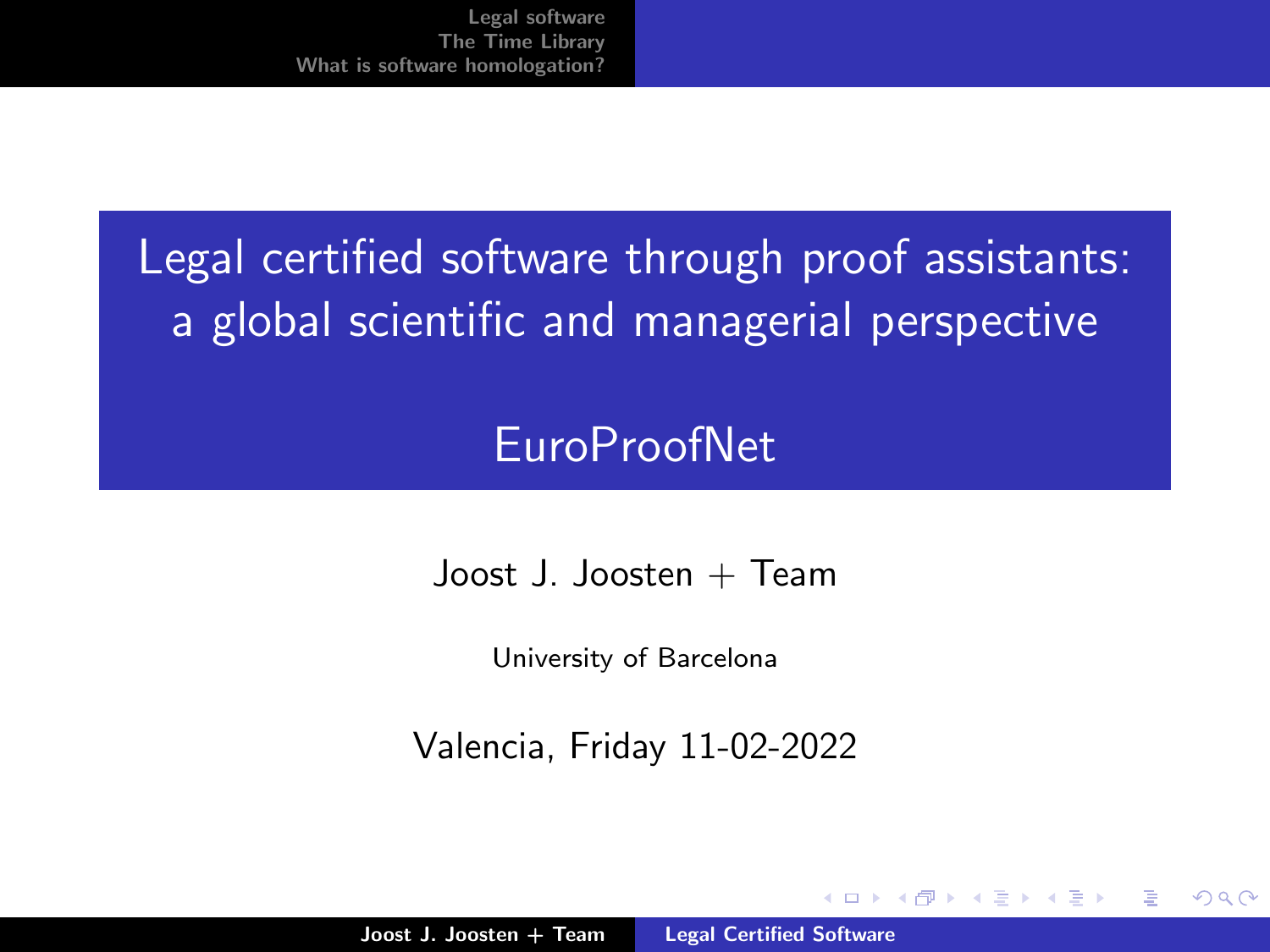# Legal certified software through proof assistants: a global scientific and managerial perspective

## EuroProofNet

Joost J. Joosten + Team

University of Barcelona

Valencia, Friday 11-02-2022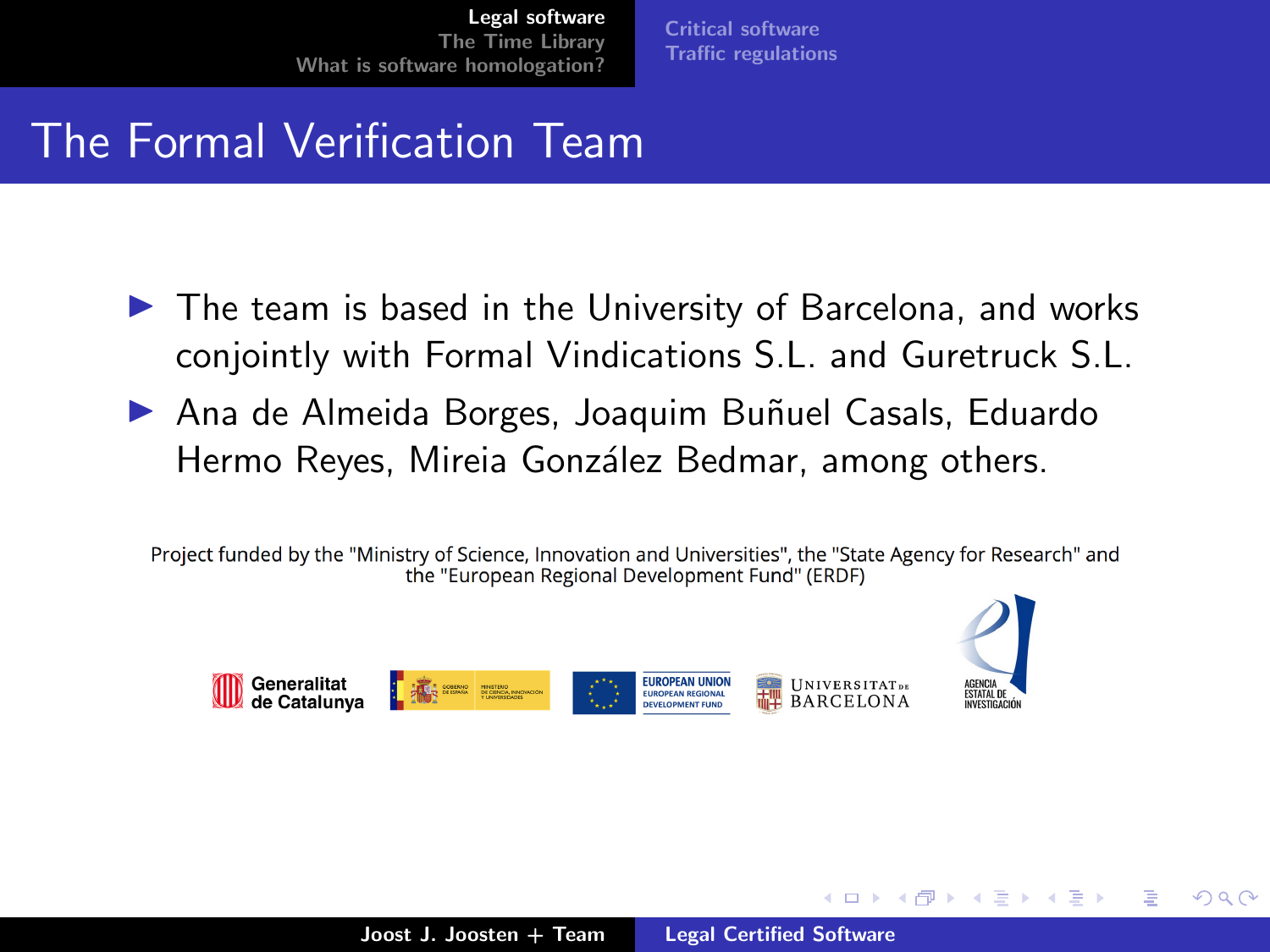# The Formal Verification Team

- The team is based in the University of Barcelona, and works conjointly with Formal Vindications S.L. and Guretruck S.L.
- Ana de Almeida Borges, Joaquim Buñuel Casals, Eduardo Hermo Reyes, Mireia González Bedmar, among others.

Project funded by the "Ministry of Science, Innovation and Universities", the "State Agency for Research" and the "European Regional Development Fund" (ERDF)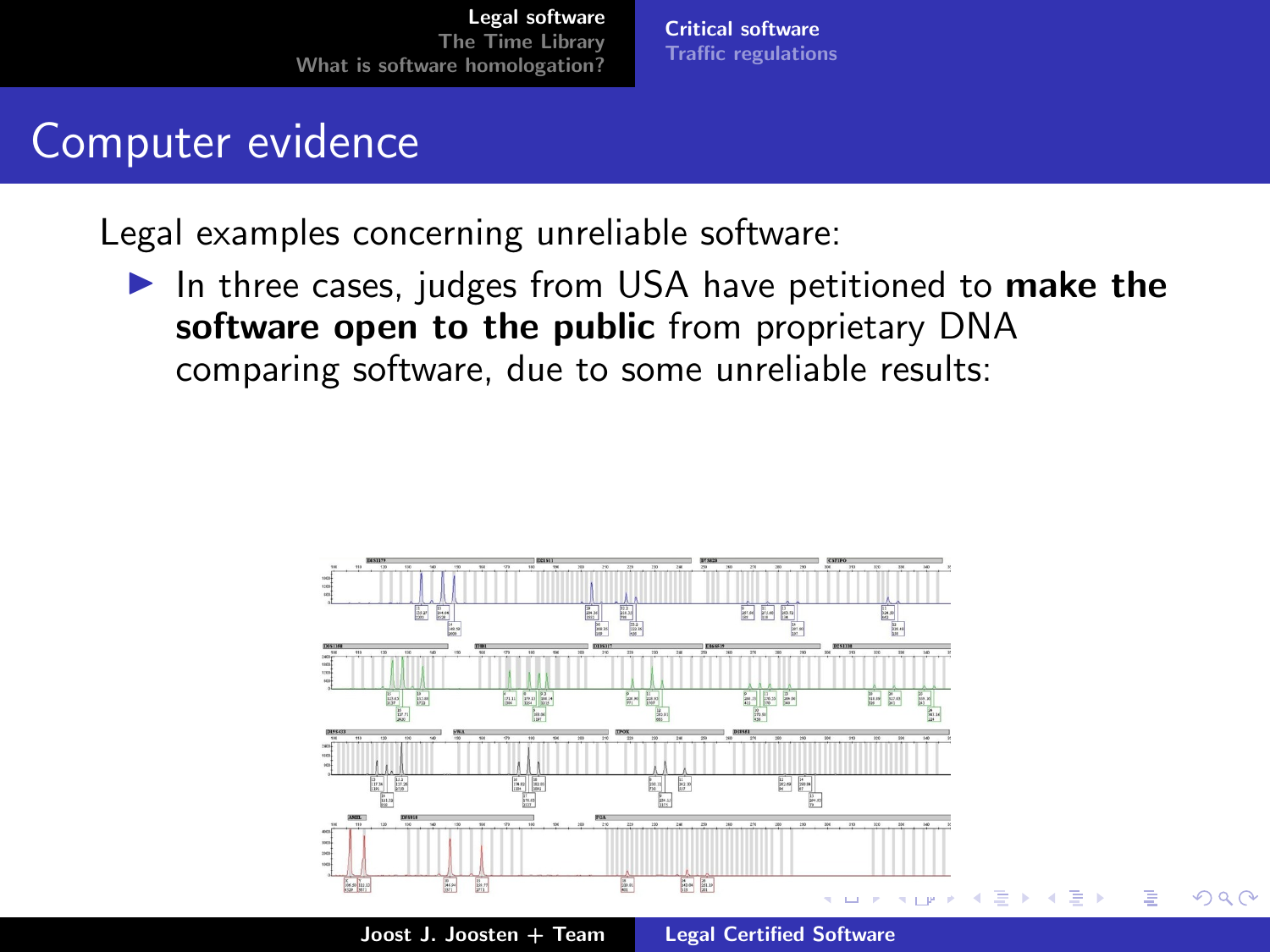## Computer evidence

Legal examples concerning unreliable software:

- In three cases, judges from USA have petitioned to **make the software open to the public** from proprietary DNA comparing software, due to some unreliable results: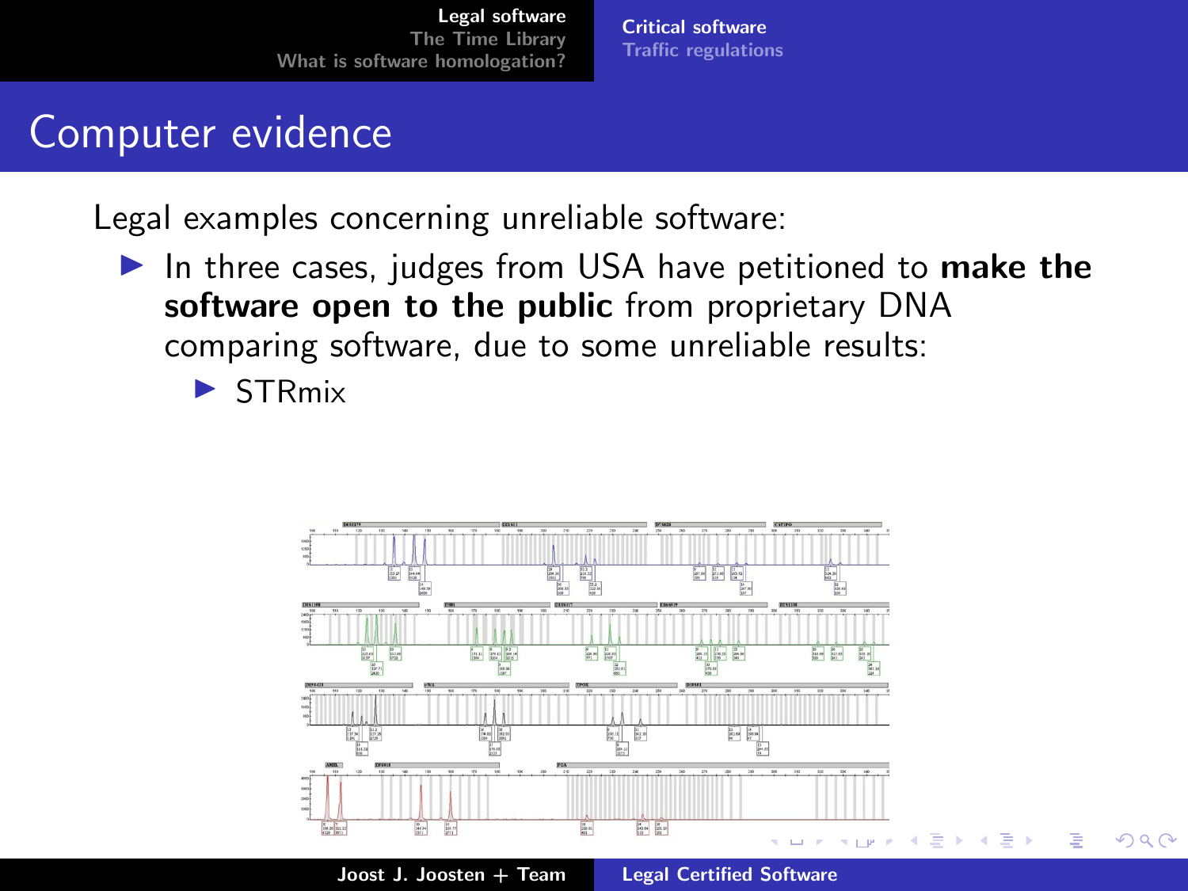## Computer evidence

Legal examples concerning unreliable software:

- In three cases, judges from USA have petitioned to **make the software open to the public** from proprietary DNA comparing software, due to some unreliable results:
  - STRmix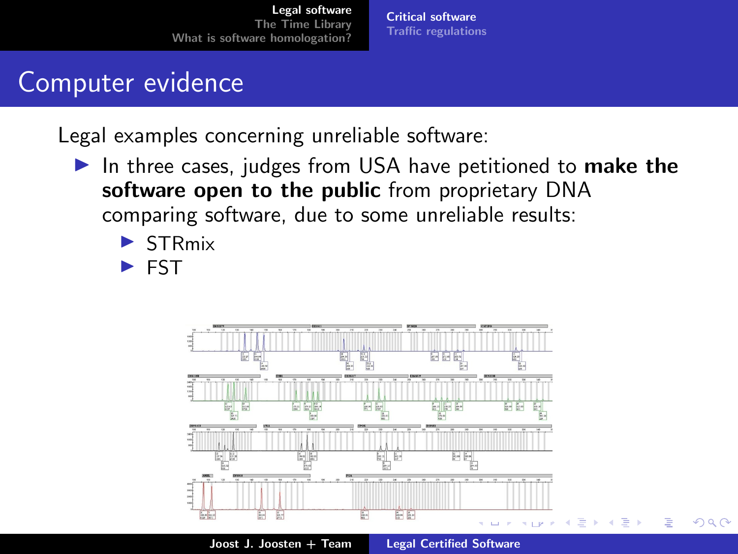# Computer evidence

Legal examples concerning unreliable software:

- In three cases, judges from USA have petitioned to **make the software open to the public** from proprietary DNA comparing software, due to some unreliable results:
  - STRmix
  - FST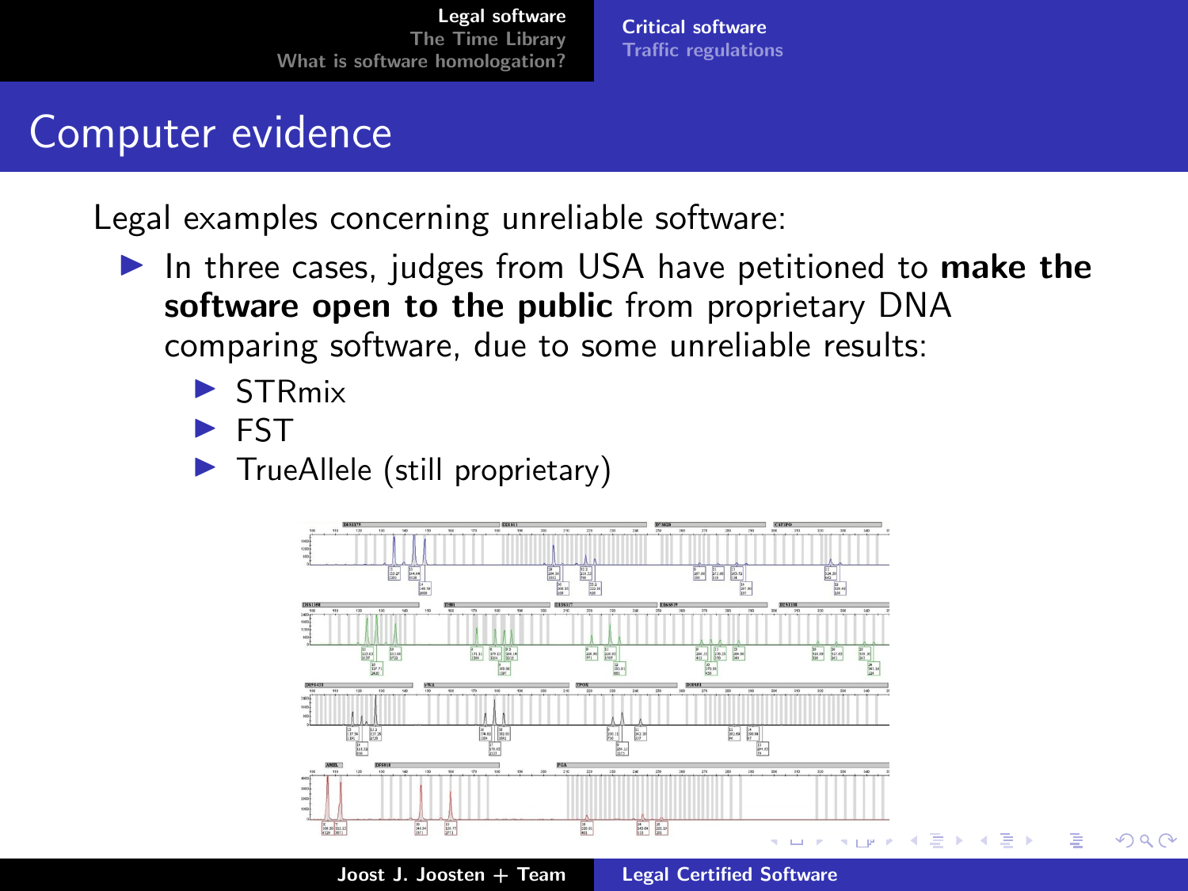# Computer evidence

Legal examples concerning unreliable software:

- In three cases, judges from USA have petitioned to **make the software open to the public** from proprietary DNA comparing software, due to some unreliable results:
  - STRmix
  - FST
  - TrueAllele (still proprietary)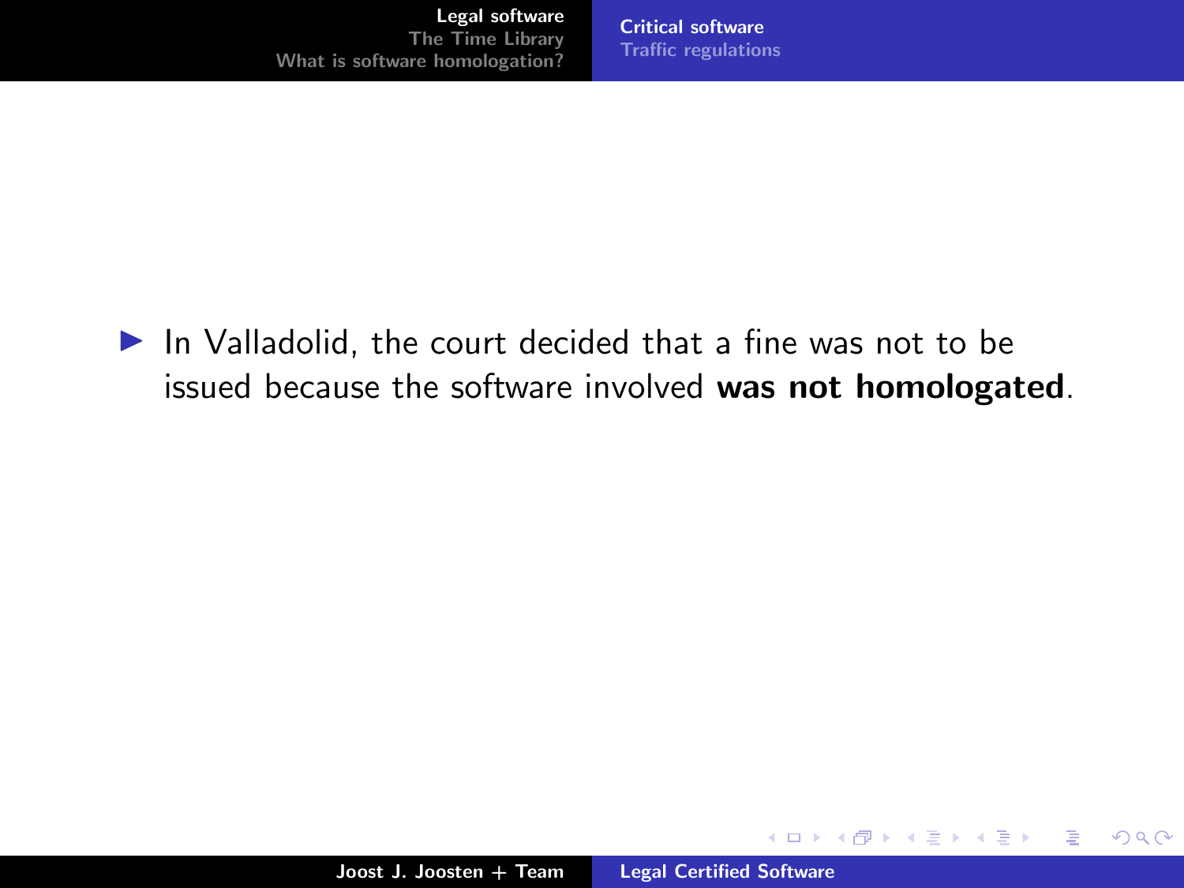- In Valladolid, the court decided that a fine was not to be issued because the software involved **was not homologated**.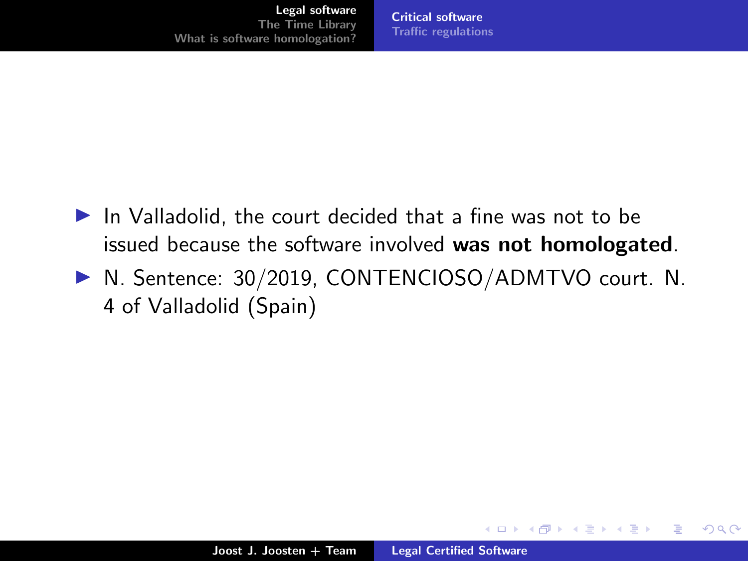- In Valladolid, the court decided that a fine was not to be issued because the software involved **was not homologated**.
- N. Sentence: 30/2019, CONTENCIOSO/ADMTVO court. N. 4 of Valladolid (Spain)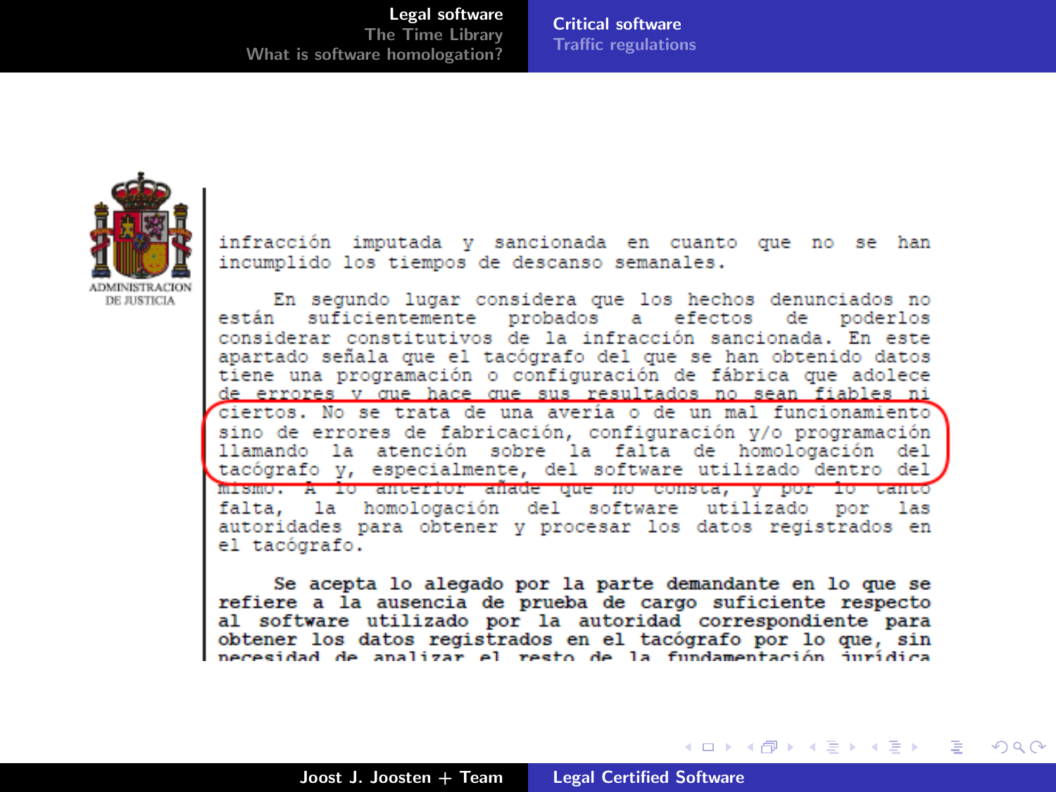ADMINISTRACION DE JUSTICIA

infracción imputada y sancionada en cuanto que no se han incumplido los tiempos de descanso semanales.

En segundo lugar considera que los hechos denunciados no están suficientemente probados a efectos de poderlos considerar constitutivos de la infracción sancionada. En este apartado señala que el tacógrafo del que se han obtenido datos tiene una programación o configuración de fábrica que adolece de errores y que hace que sus resultados no sean fiables ni ciertos. No se trata de una avería o de un mal funcionamiento sino de errores de fabricación, configuración y/o programación llamando la atención sobre la falta de homologación del tacógrafo y, especialmente, del software utilizado dentro del mismo. A lo anterior añade que no consta, y por lo tanto falta, la homologación del software utilizado por las autoridades para obtener y procesar los datos registrados en el tacógrafo.

**Se acepta lo alegado por la parte demandante en lo que se refiere a la ausencia de prueba de cargo suficiente respecto al software utilizado por la autoridad correspondiente para obtener los datos registrados en el tacógrafo por lo que, sin necesidad de analizar el resto de la fundamentación jurídica**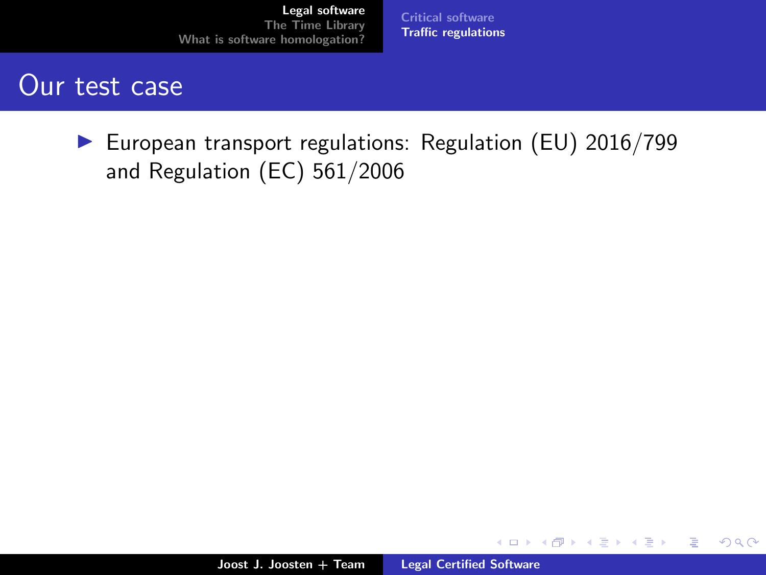## Our test case

- European transport regulations: Regulation (EU) 2016/799 and Regulation (EC) 561/2006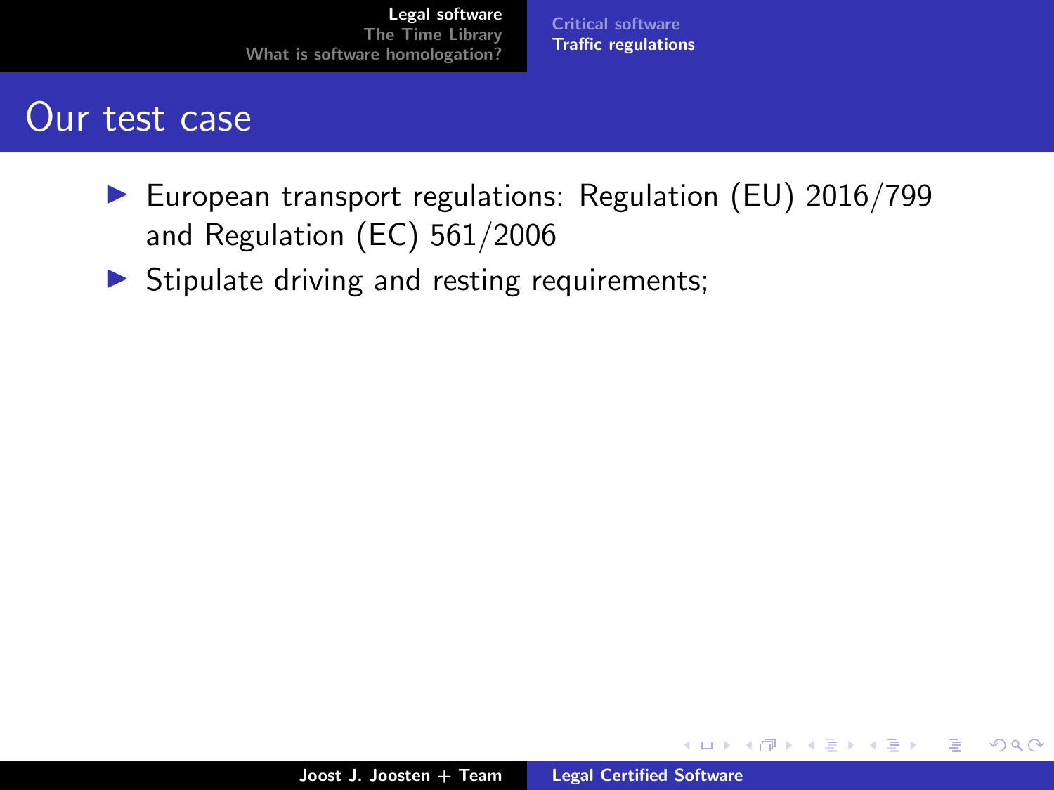# Our test case

- European transport regulations: Regulation (EU) 2016/799 and Regulation (EC) 561/2006
- Stipulate driving and resting requirements;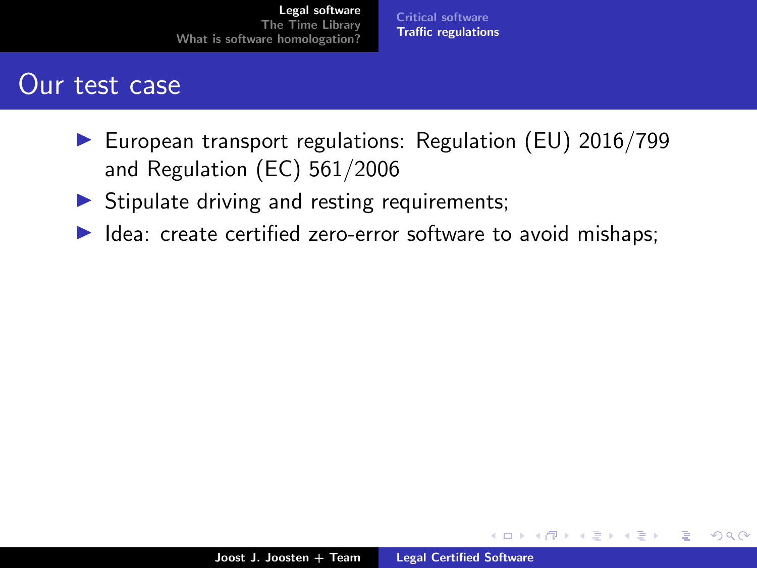## Our test case

- European transport regulations: Regulation (EU) 2016/799 and Regulation (EC) 561/2006
- Stipulate driving and resting requirements;
- Idea: create certified zero-error software to avoid mishaps;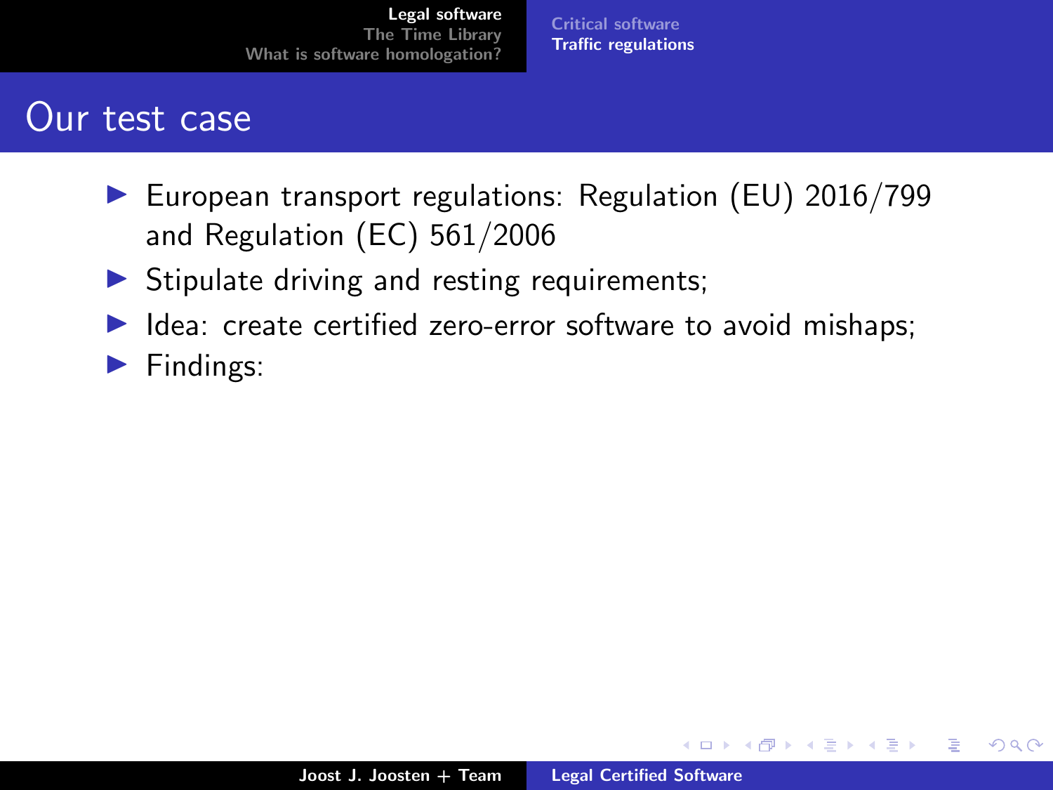# Our test case

- European transport regulations: Regulation (EU) 2016/799 and Regulation (EC) 561/2006
- Stipulate driving and resting requirements;
- Idea: create certified zero-error software to avoid mishaps;
- Findings: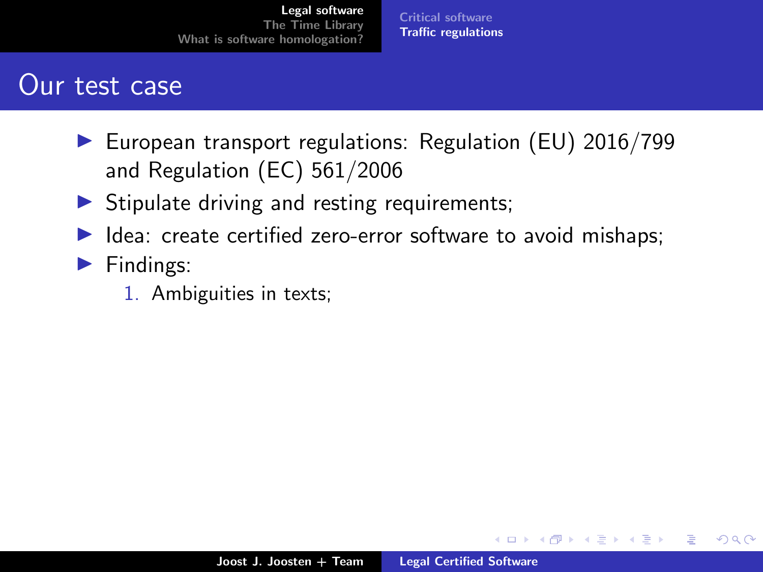# Our test case

- European transport regulations: Regulation (EU) 2016/799 and Regulation (EC) 561/2006
- Stipulate driving and resting requirements;
- Idea: create certified zero-error software to avoid mishaps;
- Findings:
  1. Ambiguities in texts;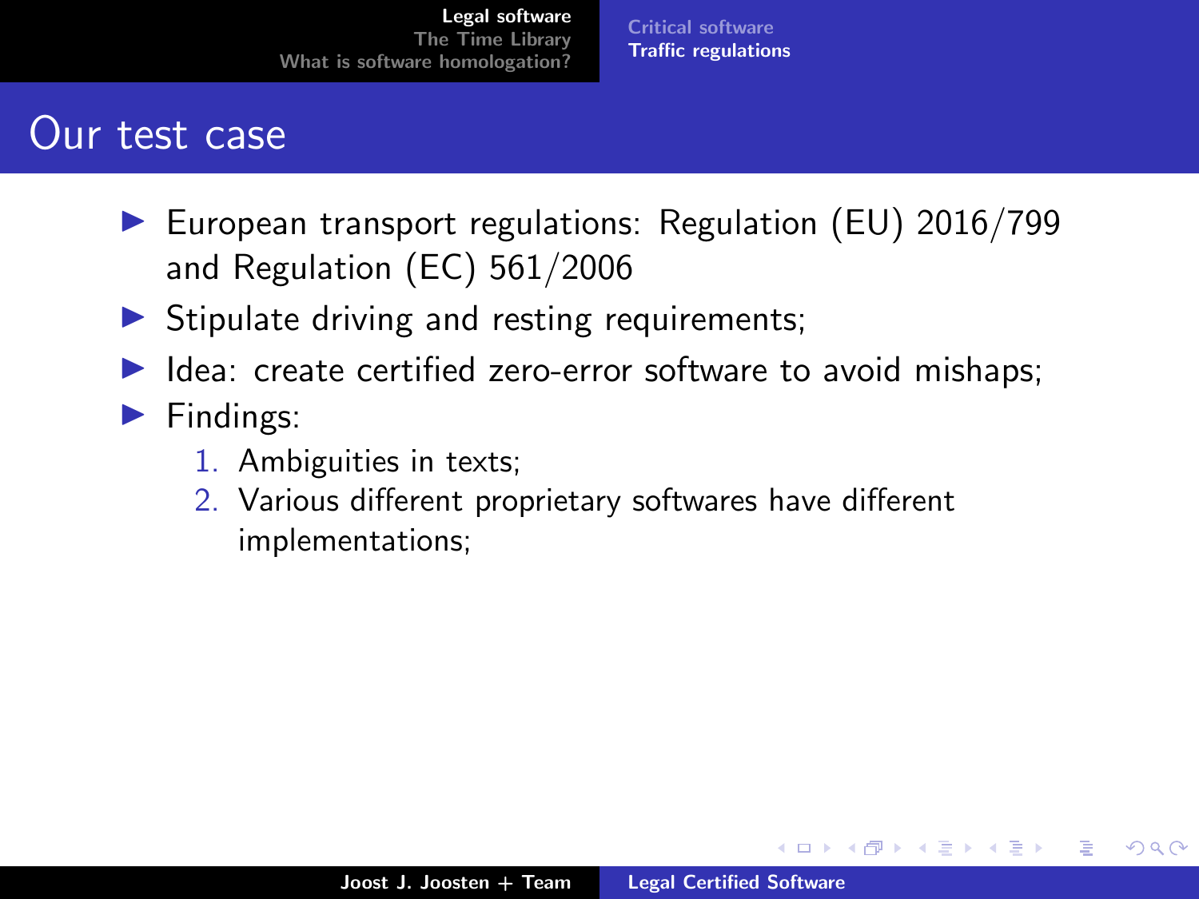# Our test case

- European transport regulations: Regulation (EU) 2016/799 and Regulation (EC) 561/2006
- Stipulate driving and resting requirements;
- Idea: create certified zero-error software to avoid mishaps;
- Findings:
  1. Ambiguities in texts;
  2. Various different proprietary softwares have different implementations;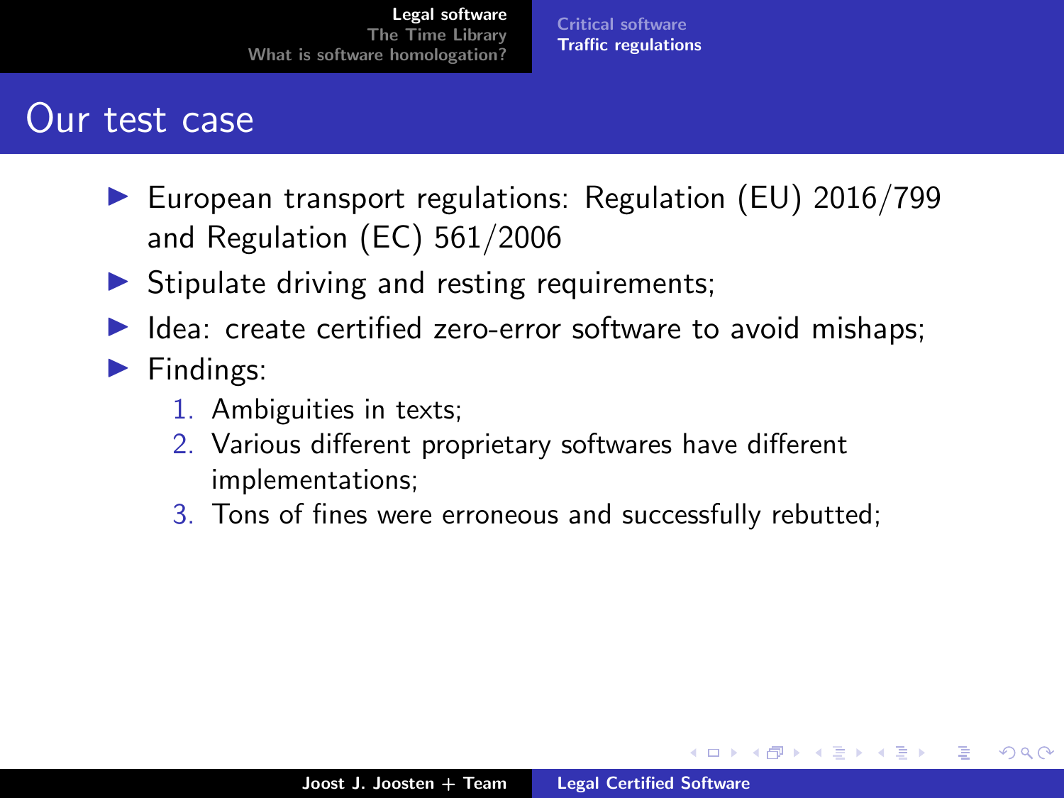# Our test case

- European transport regulations: Regulation (EU) 2016/799 and Regulation (EC) 561/2006
- Stipulate driving and resting requirements;
- Idea: create certified zero-error software to avoid mishaps;
- Findings:
  1. Ambiguities in texts;
  2. Various different proprietary softwares have different implementations;
  3. Tons of fines were erroneous and successfully rebutted;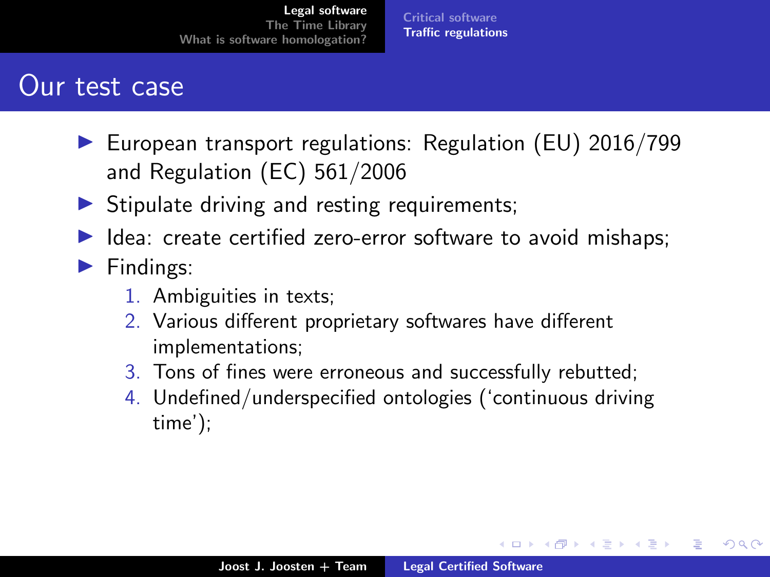# Our test case

- European transport regulations: Regulation (EU) 2016/799 and Regulation (EC) 561/2006
- Stipulate driving and resting requirements;
- Idea: create certified zero-error software to avoid mishaps;
- Findings:
  1. Ambiguities in texts;
  2. Various different proprietary softwares have different implementations;
  3. Tons of fines were erroneous and successfully rebutted;
  4. Undefined/underspecified ontologies ('continuous driving time');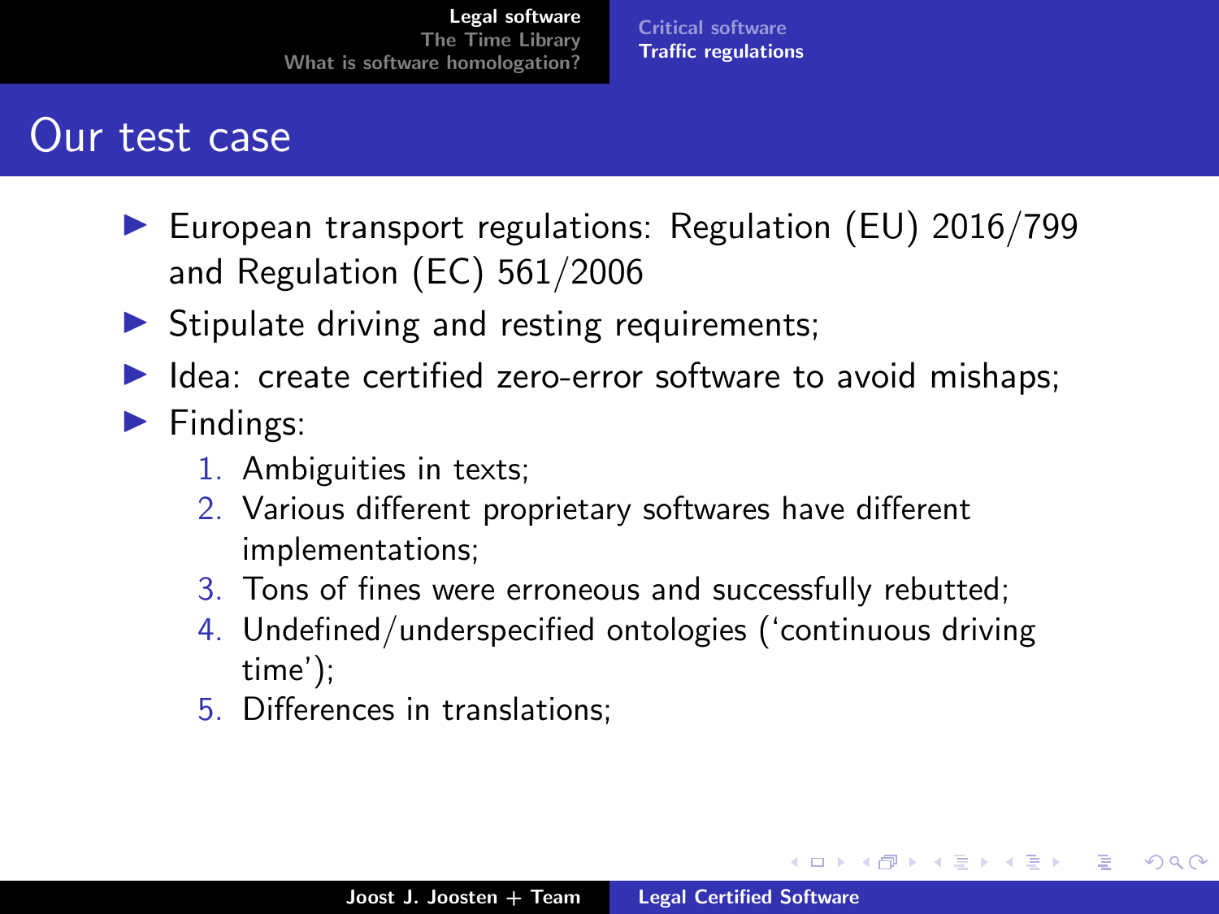# Our test case

- European transport regulations: Regulation (EU) 2016/799 and Regulation (EC) 561/2006
- Stipulate driving and resting requirements;
- Idea: create certified zero-error software to avoid mishaps;
- Findings:
  1. Ambiguities in texts;
  2. Various different proprietary softwares have different implementations;
  3. Tons of fines were erroneous and successfully rebutted;
  4. Undefined/underspecified ontologies ('continuous driving time');
  5. Differences in translations;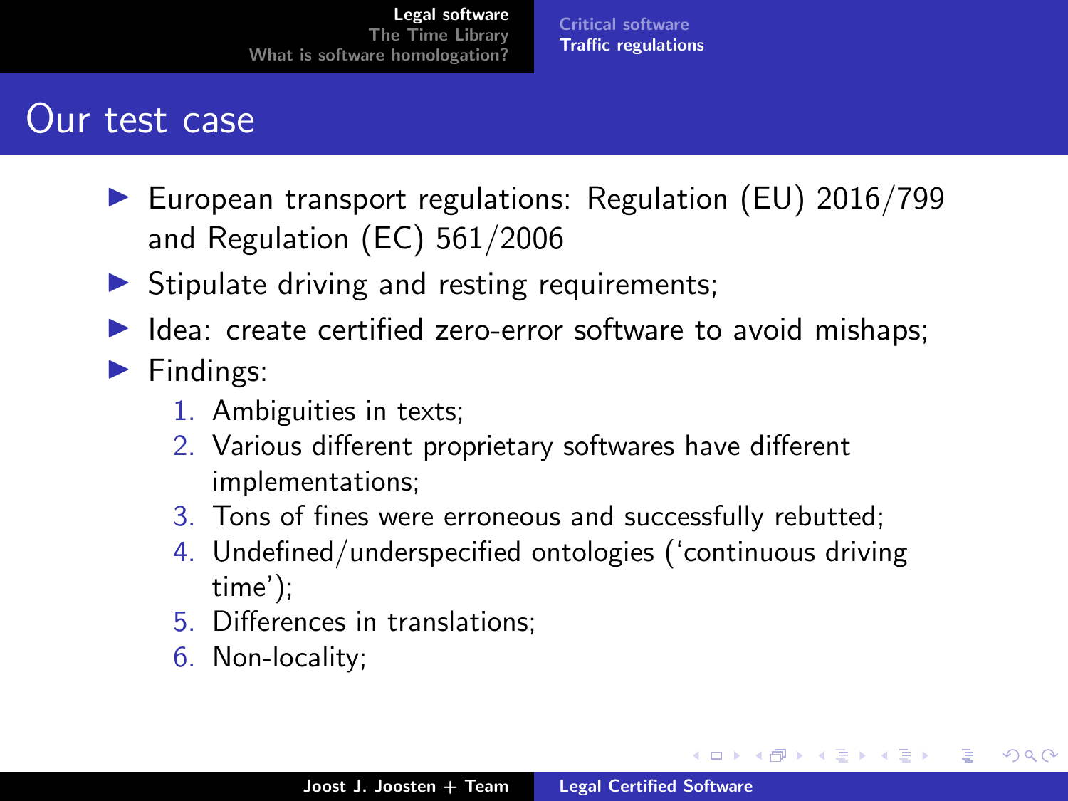# Our test case

- European transport regulations: Regulation (EU) 2016/799 and Regulation (EC) 561/2006
- Stipulate driving and resting requirements;
- Idea: create certified zero-error software to avoid mishaps;
- Findings:
    1. Ambiguities in texts;
    2. Various different proprietary softwares have different implementations;
    3. Tons of fines were erroneous and successfully rebutted;
    4. Undefined/underspecified ontologies ('continuous driving time');
    5. Differences in translations;
    6. Non-locality;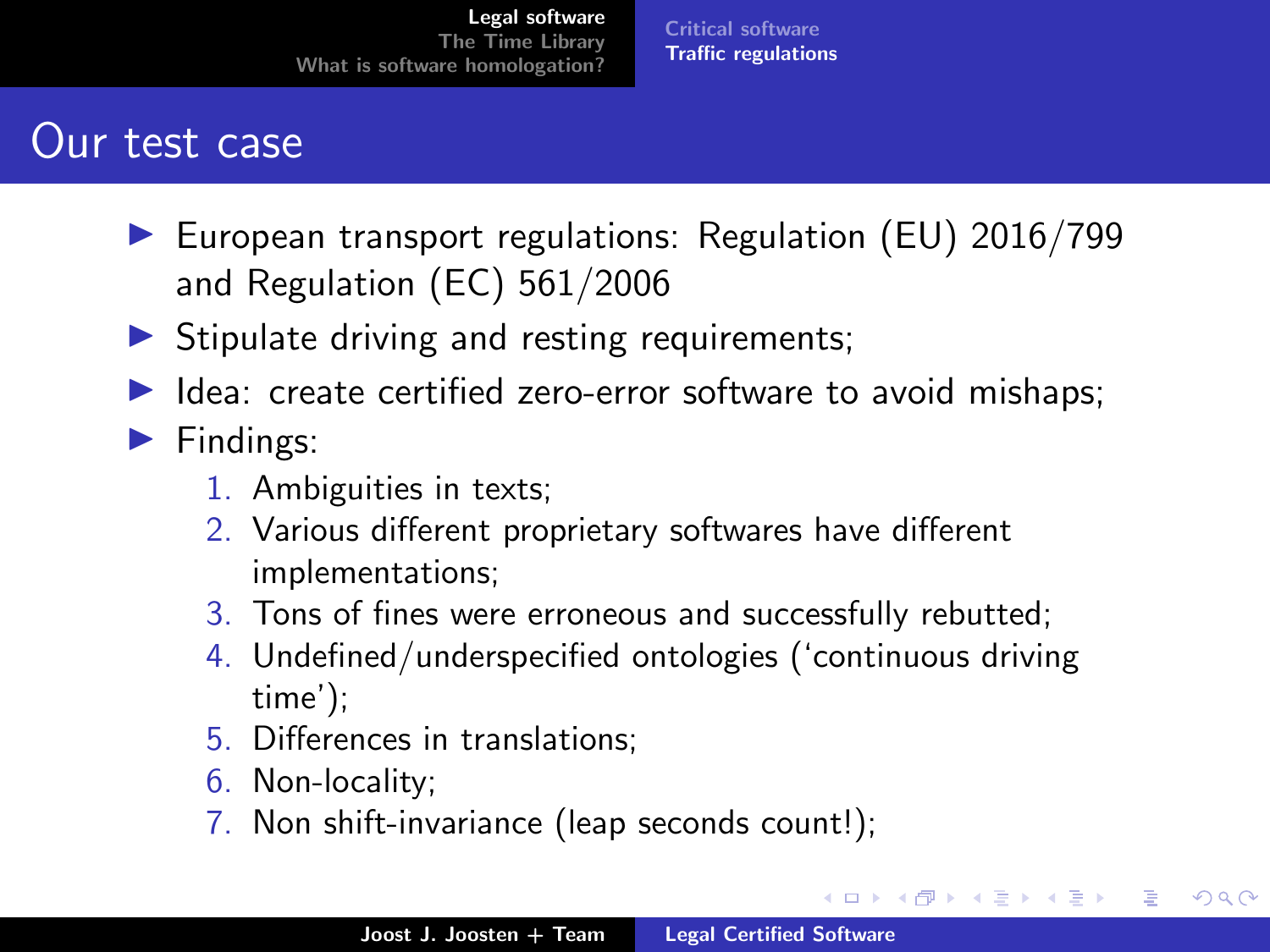# Our test case

- European transport regulations: Regulation (EU) 2016/799 and Regulation (EC) 561/2006
- Stipulate driving and resting requirements;
- Idea: create certified zero-error software to avoid mishaps;
- Findings:
  1. Ambiguities in texts;
  2. Various different proprietary softwares have different implementations;
  3. Tons of fines were erroneous and successfully rebutted;
  4. Undefined/underspecified ontologies ('continuous driving time');
  5. Differences in translations;
  6. Non-locality;
  7. Non shift-invariance (leap seconds count!);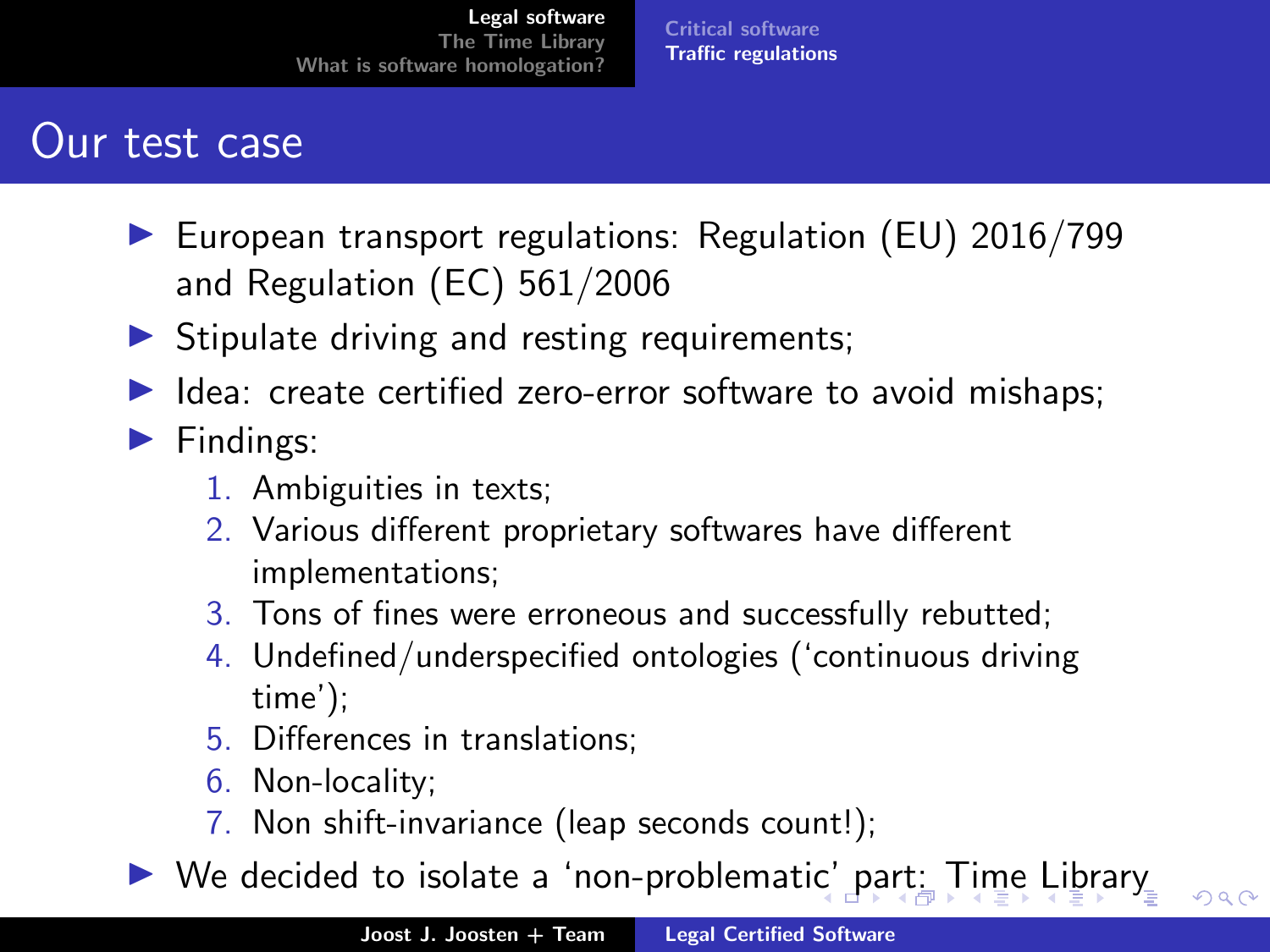# Our test case

- European transport regulations: Regulation (EU) 2016/799 and Regulation (EC) 561/2006
- Stipulate driving and resting requirements;
- Idea: create certified zero-error software to avoid mishaps;
- Findings:
  1. Ambiguities in texts;
  2. Various different proprietary softwares have different implementations;
  3. Tons of fines were erroneous and successfully rebutted;
  4. Undefined/underspecified ontologies (‘continuous driving time’);
  5. Differences in translations;
  6. Non-locality;
  7. Non shift-invariance (leap seconds count!);
- We decided to isolate a ‘non-problematic’ part: Time Library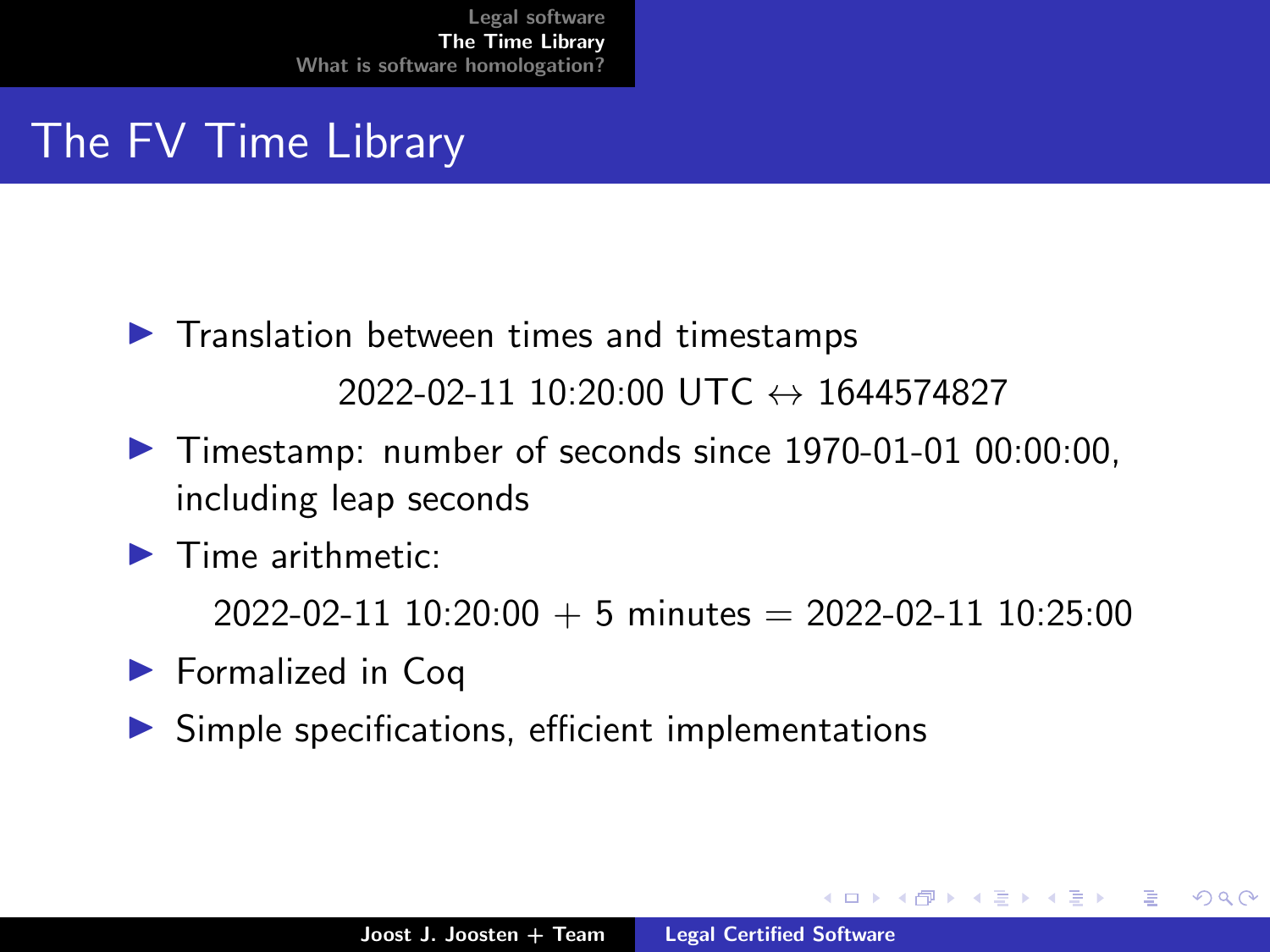# The FV Time Library

- Translation between times and timestamps

  2022-02-11 10:20:00 UTC $\leftrightarrow$ 1644574827

- Timestamp: number of seconds since 1970-01-01 00:00:00, including leap seconds
- Time arithmetic:

  2022-02-11 10:20:00 + 5 minutes = 2022-02-11 10:25:00

- Formalized in Coq
- Simple specifications, efficient implementations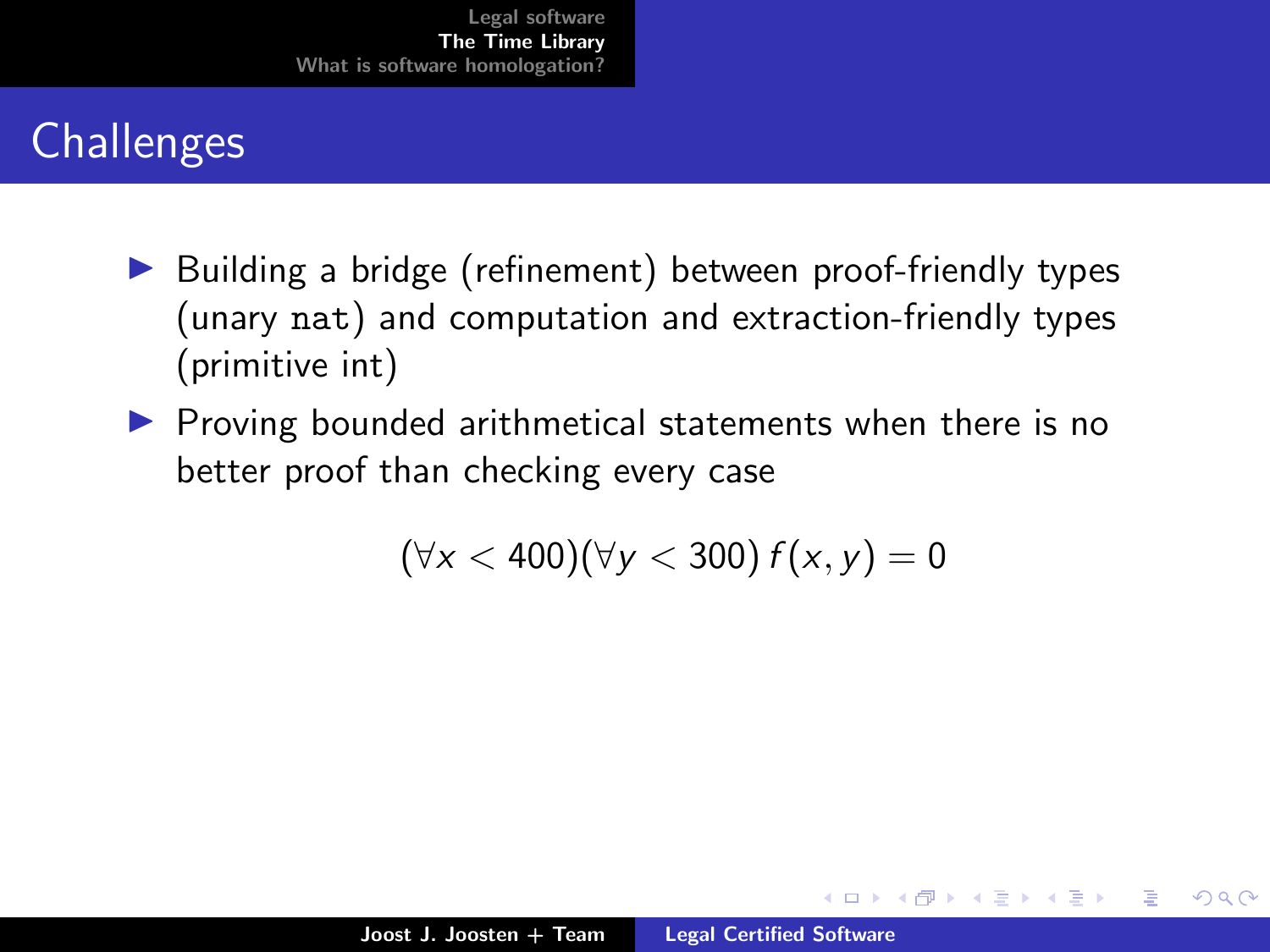# Challenges

- Building a bridge (refinement) between proof-friendly types (unary `nat`) and computation and extraction-friendly types (primitive int)
- Proving bounded arithmetical statements when there is no better proof than checking every case

$$(\forall x < 400)(\forall y < 300)\, f(x, y) = 0$$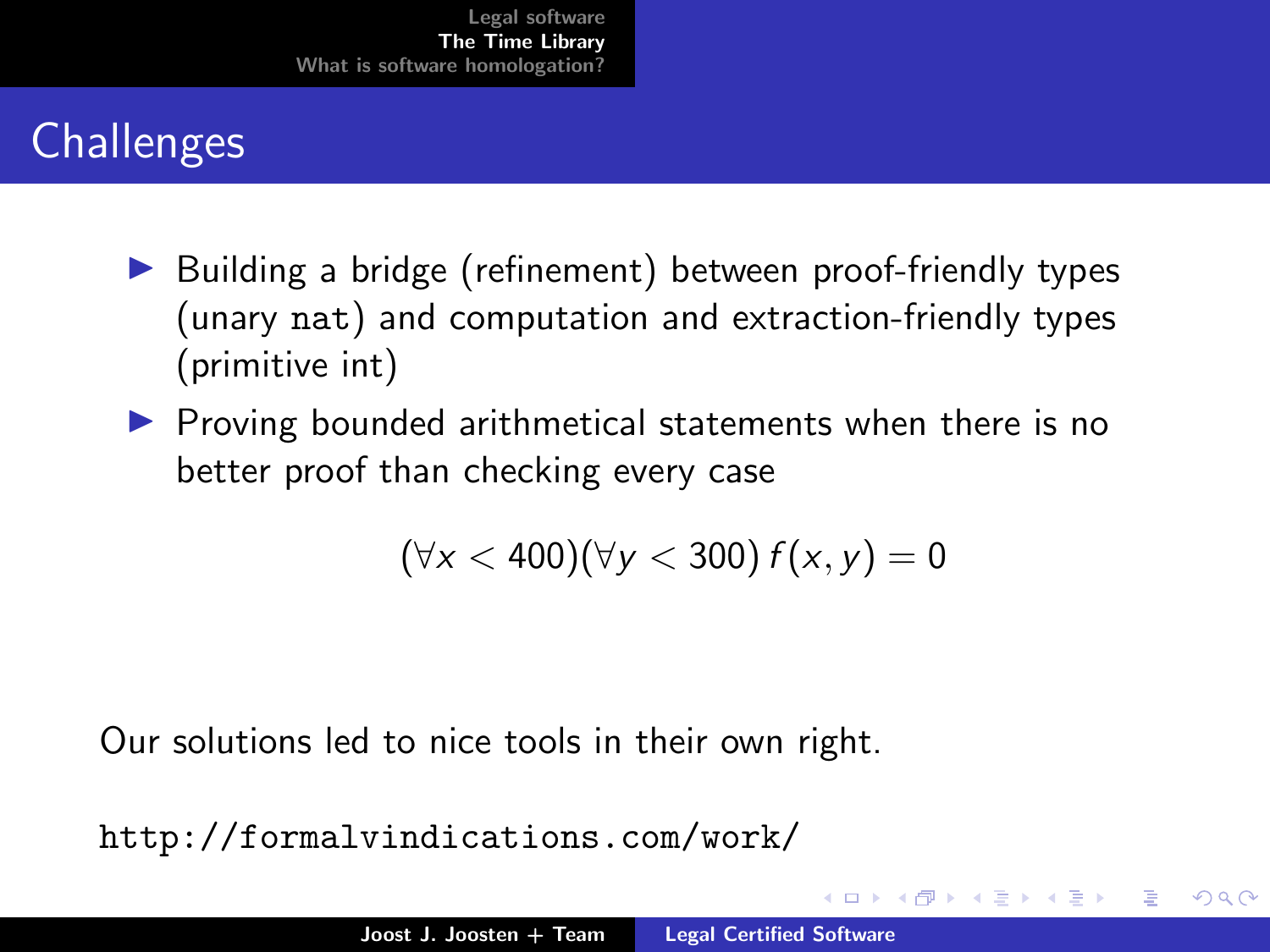# Challenges

- Building a bridge (refinement) between proof-friendly types (unary `nat`) and computation and extraction-friendly types (primitive int)
- Proving bounded arithmetical statements when there is no better proof than checking every case

$$(\forall x < 400)(\forall y < 300)\, f(x, y) = 0$$

Our solutions led to nice tools in their own right.

`http://formalvindications.com/work/`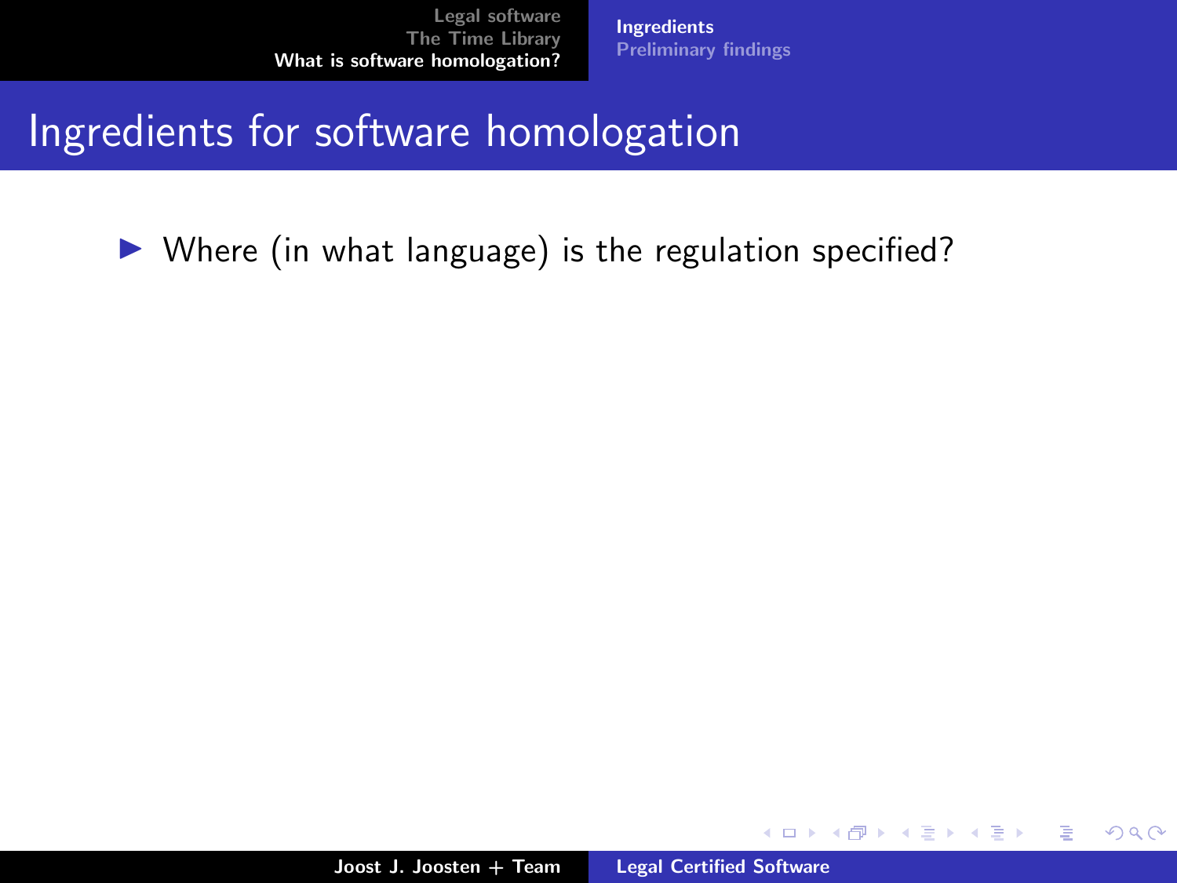# Ingredients for software homologation

- Where (in what language) is the regulation specified?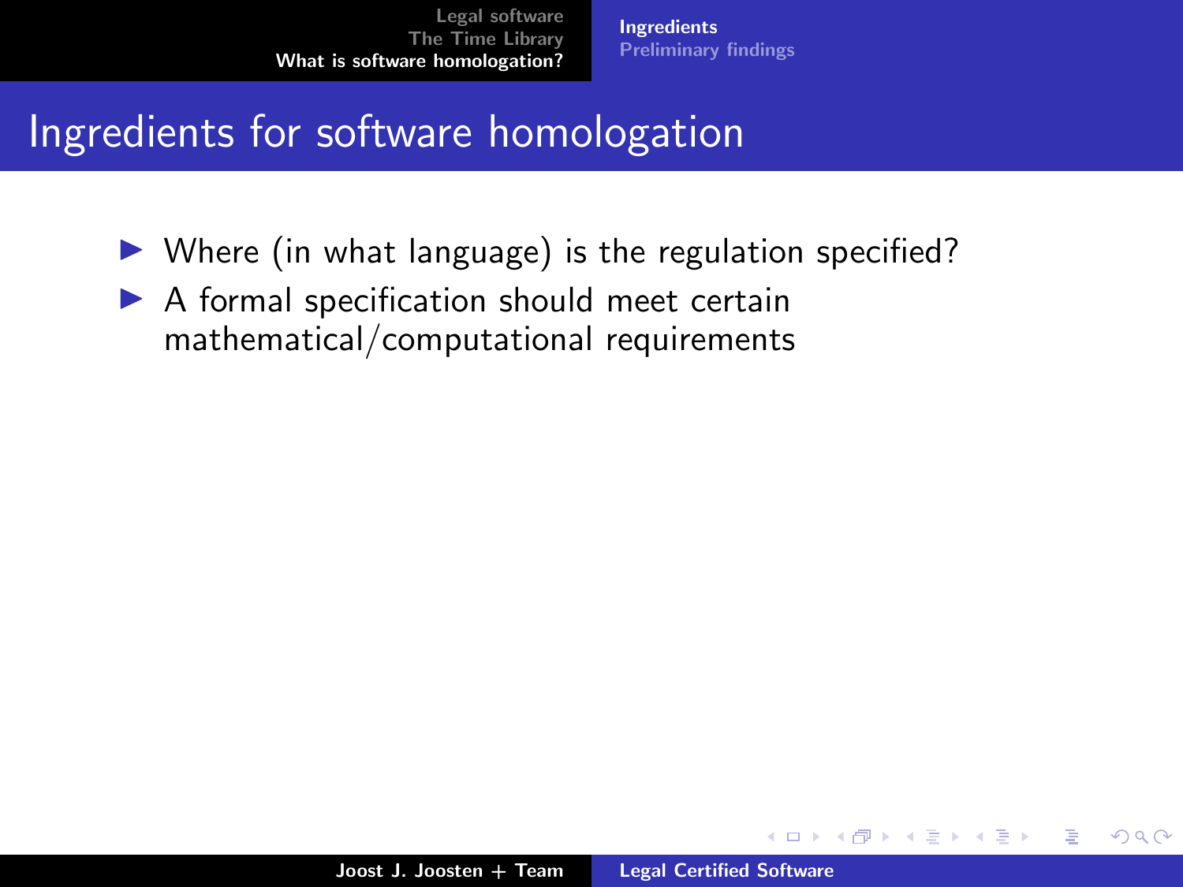# Ingredients for software homologation

- Where (in what language) is the regulation specified?
- A formal specification should meet certain mathematical/computational requirements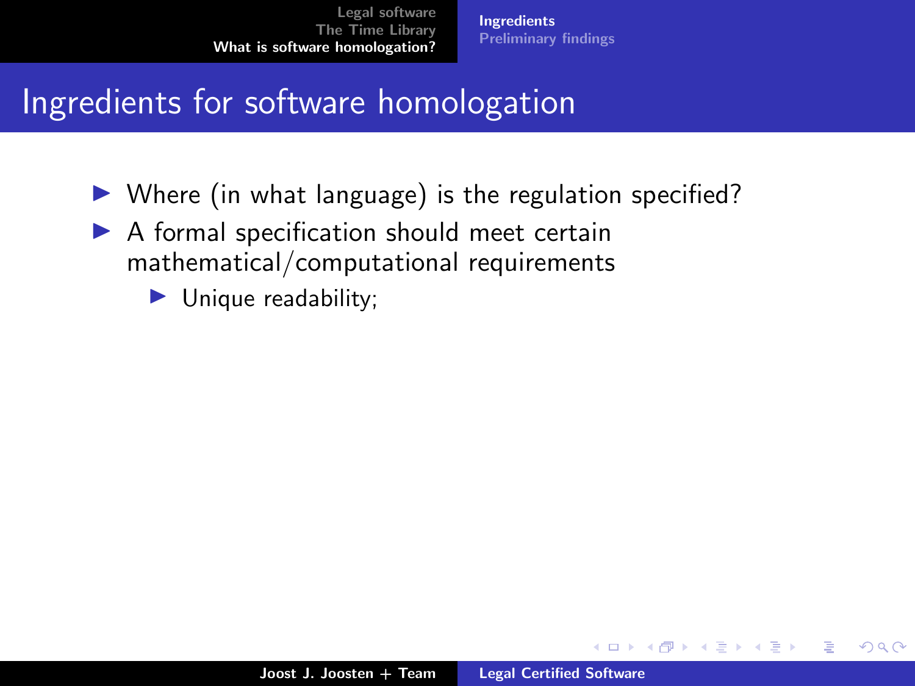# Ingredients for software homologation

- Where (in what language) is the regulation specified?
- A formal specification should meet certain mathematical/computational requirements
  - Unique readability;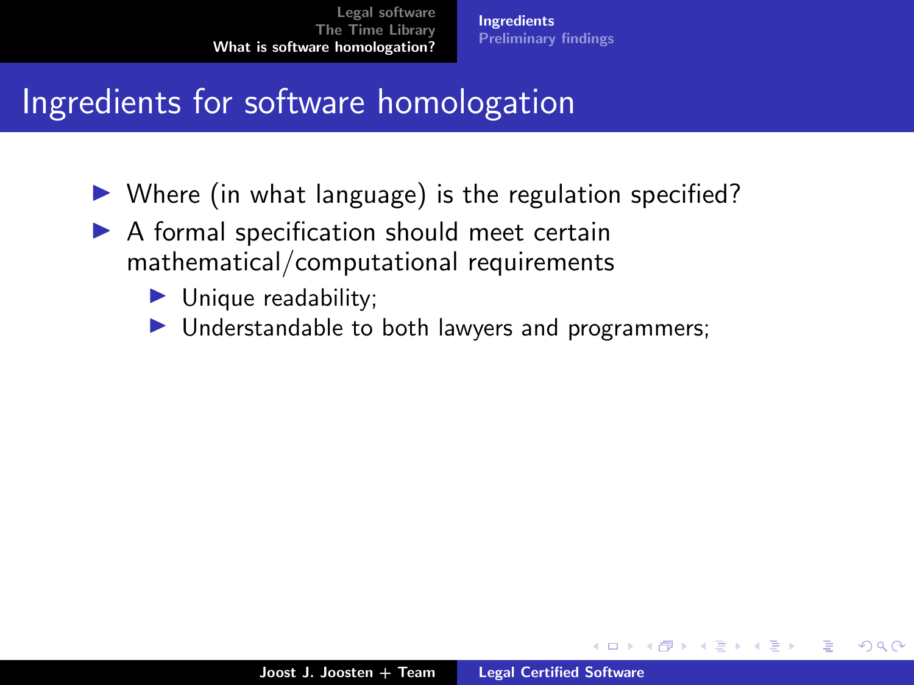# Ingredients for software homologation

- Where (in what language) is the regulation specified?
- A formal specification should meet certain mathematical/computational requirements
  - Unique readability;
  - Understandable to both lawyers and programmers;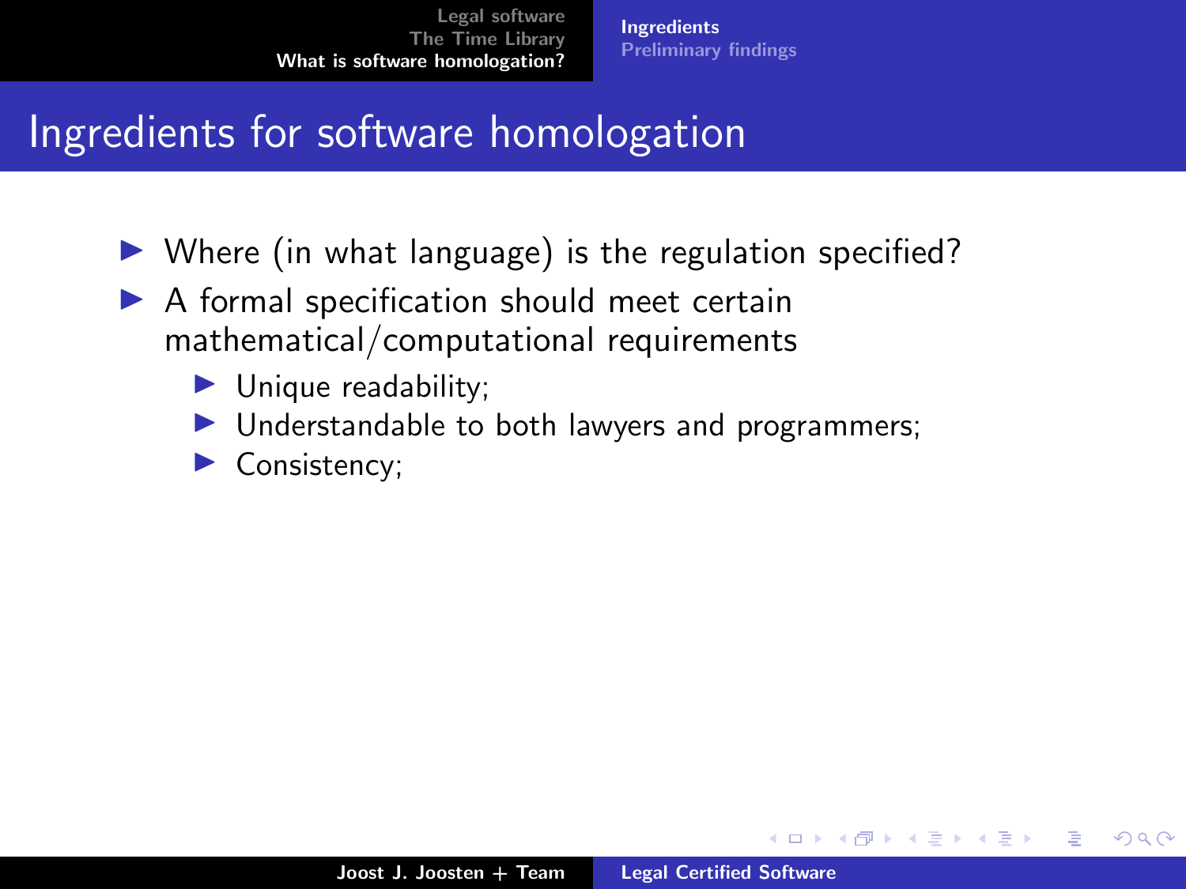# Ingredients for software homologation

- Where (in what language) is the regulation specified?
- A formal specification should meet certain mathematical/computational requirements
  - Unique readability;
  - Understandable to both lawyers and programmers;
  - Consistency;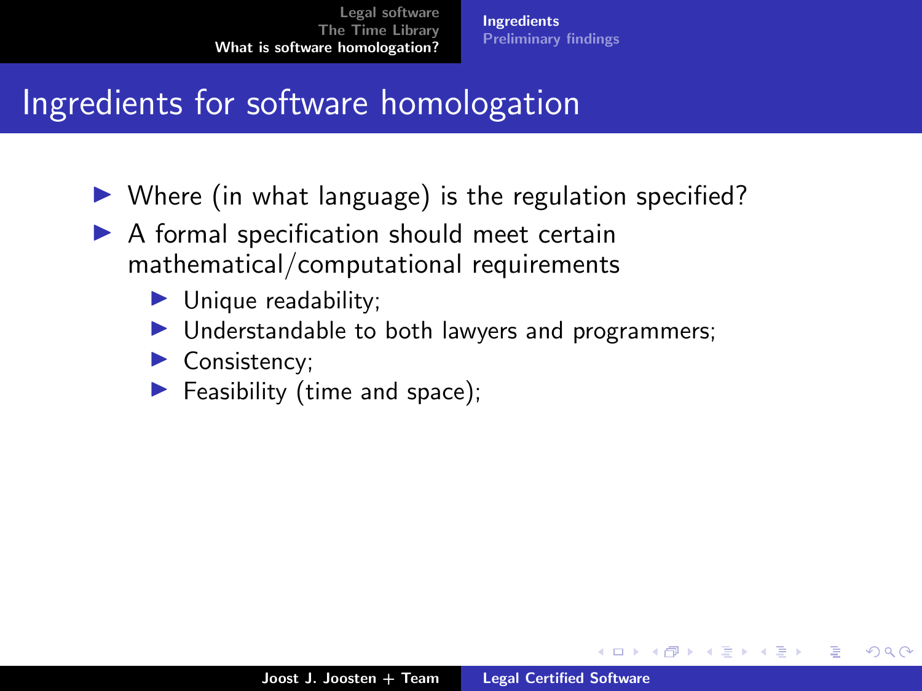# Ingredients for software homologation

- Where (in what language) is the regulation specified?
- A formal specification should meet certain mathematical/computational requirements
  - Unique readability;
  - Understandable to both lawyers and programmers;
  - Consistency;
  - Feasibility (time and space);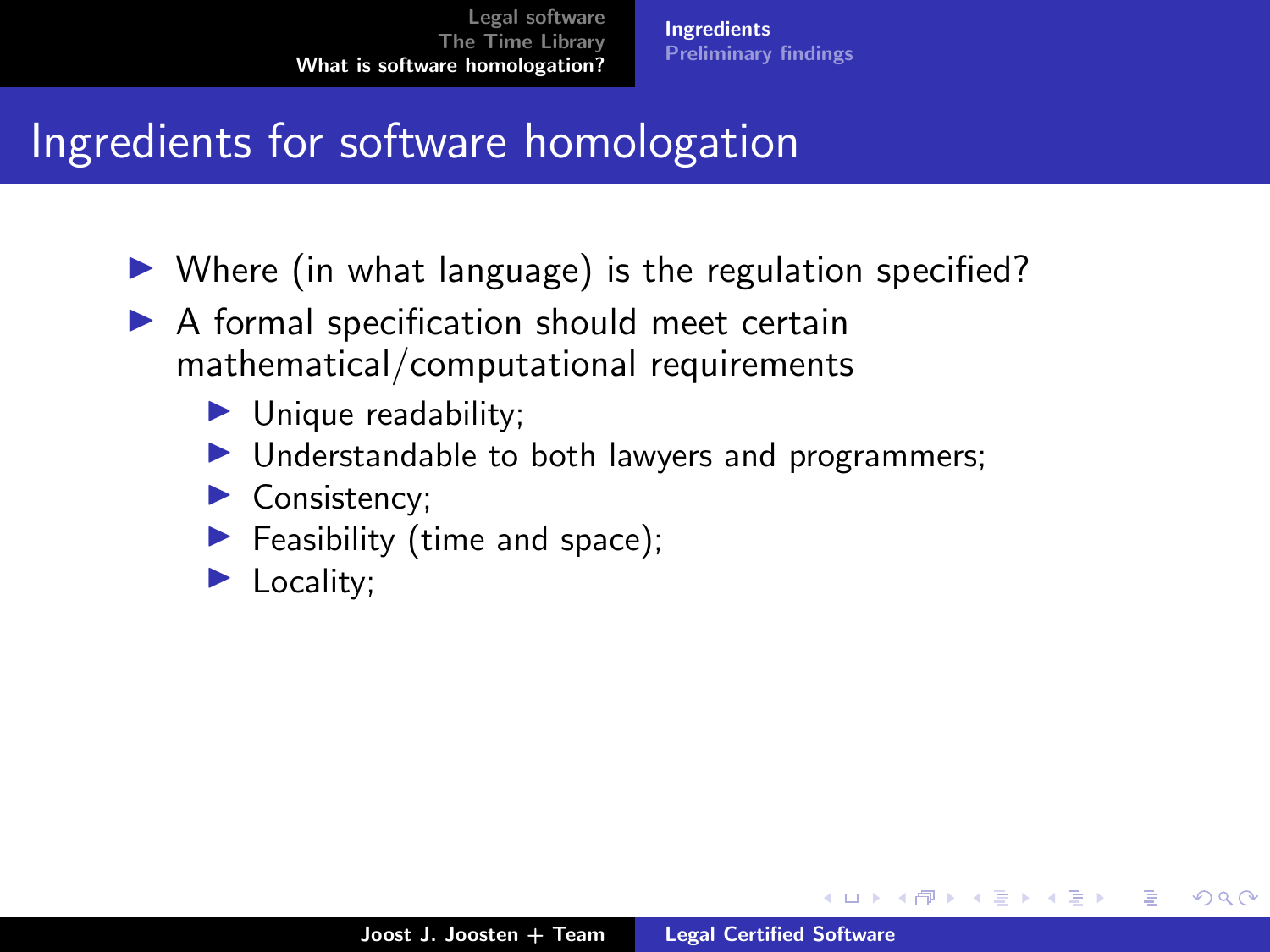# Ingredients for software homologation

- Where (in what language) is the regulation specified?
- A formal specification should meet certain mathematical/computational requirements
  - Unique readability;
  - Understandable to both lawyers and programmers;
  - Consistency;
  - Feasibility (time and space);
  - Locality;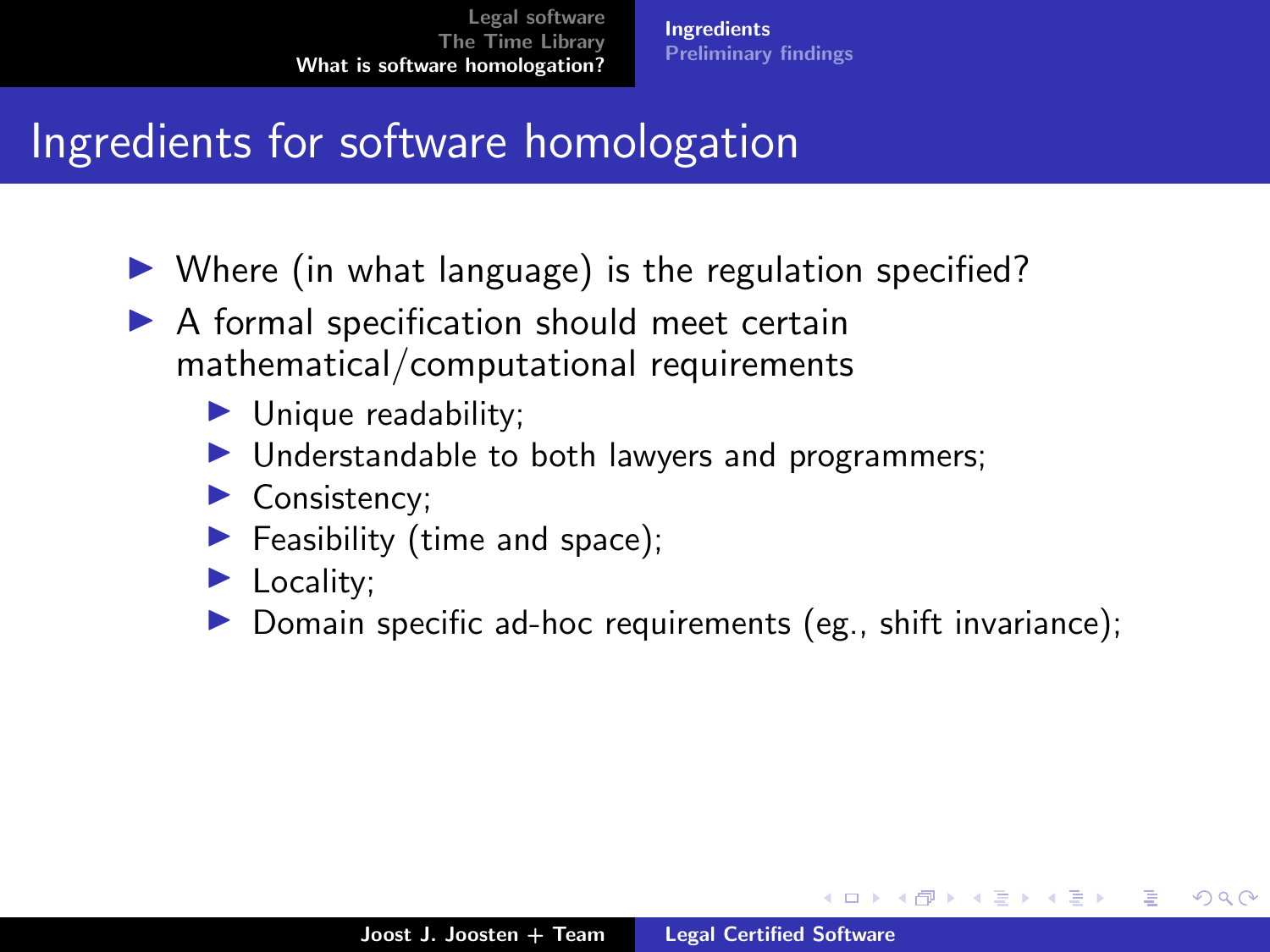# Ingredients for software homologation

- Where (in what language) is the regulation specified?
- A formal specification should meet certain mathematical/computational requirements
  - Unique readability;
  - Understandable to both lawyers and programmers;
  - Consistency;
  - Feasibility (time and space);
  - Locality;
  - Domain specific ad-hoc requirements (eg., shift invariance);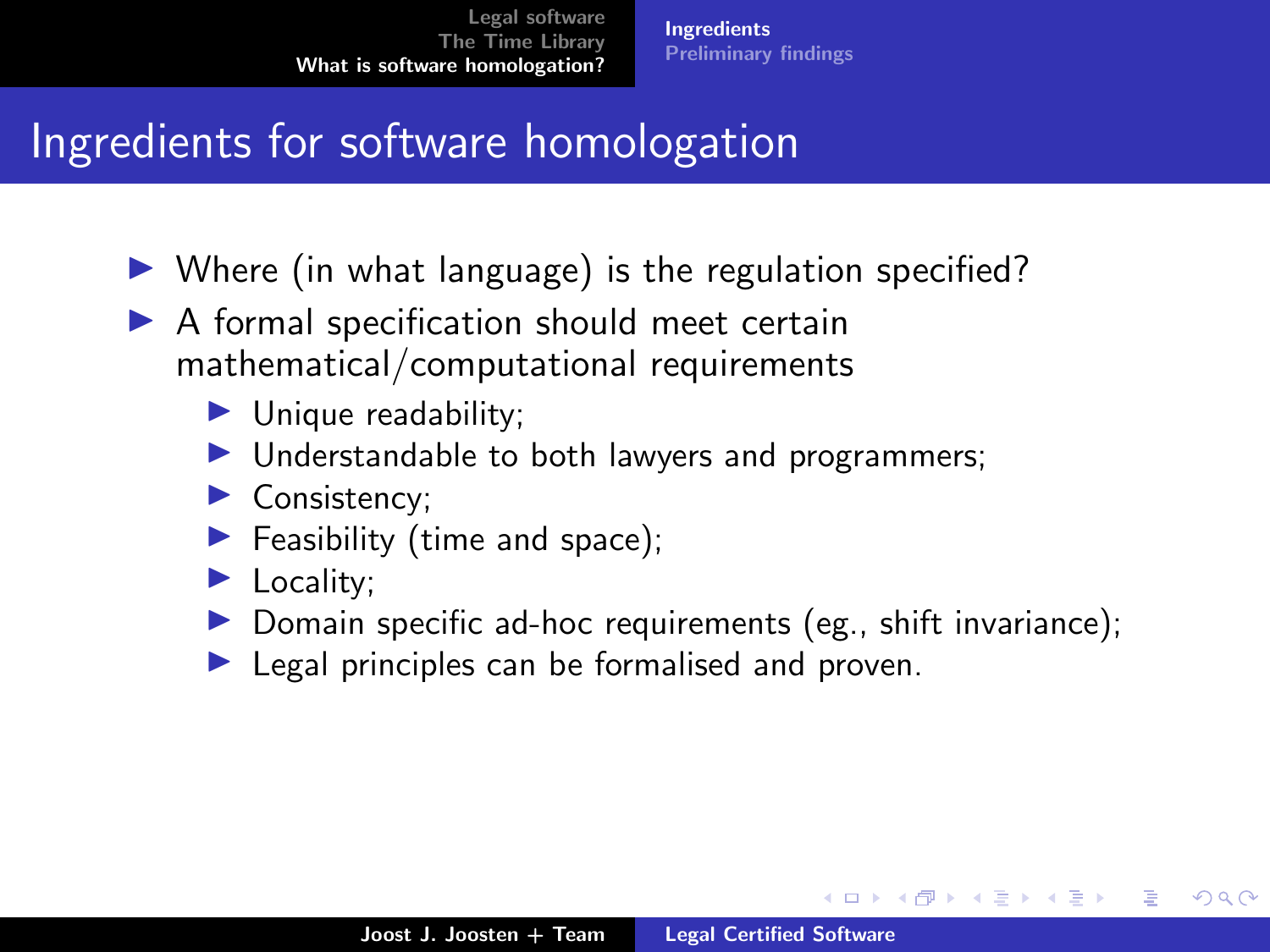# Ingredients for software homologation

- Where (in what language) is the regulation specified?
- A formal specification should meet certain mathematical/computational requirements
  - Unique readability;
  - Understandable to both lawyers and programmers;
  - Consistency;
  - Feasibility (time and space);
  - Locality;
  - Domain specific ad-hoc requirements (eg., shift invariance);
  - Legal principles can be formalised and proven.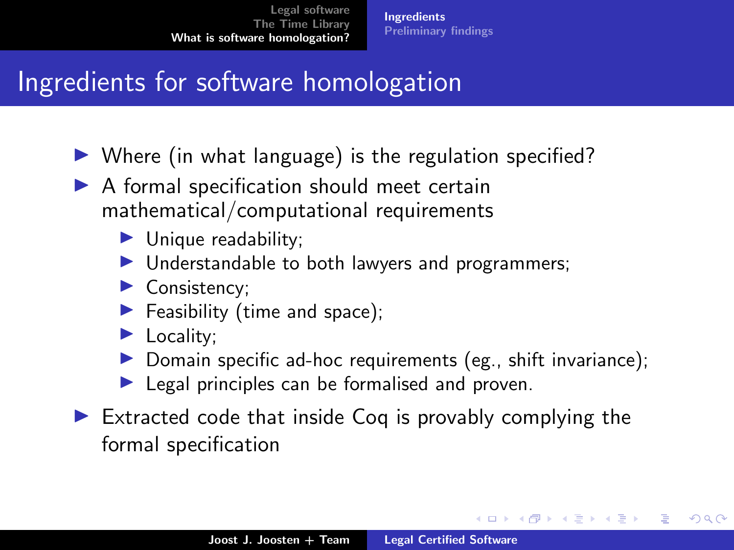# Ingredients for software homologation

- Where (in what language) is the regulation specified?
- A formal specification should meet certain mathematical/computational requirements
  - Unique readability;
  - Understandable to both lawyers and programmers;
  - Consistency;
  - Feasibility (time and space);
  - Locality;
  - Domain specific ad-hoc requirements (eg., shift invariance);
  - Legal principles can be formalised and proven.
- Extracted code that inside Coq is provably complying the formal specification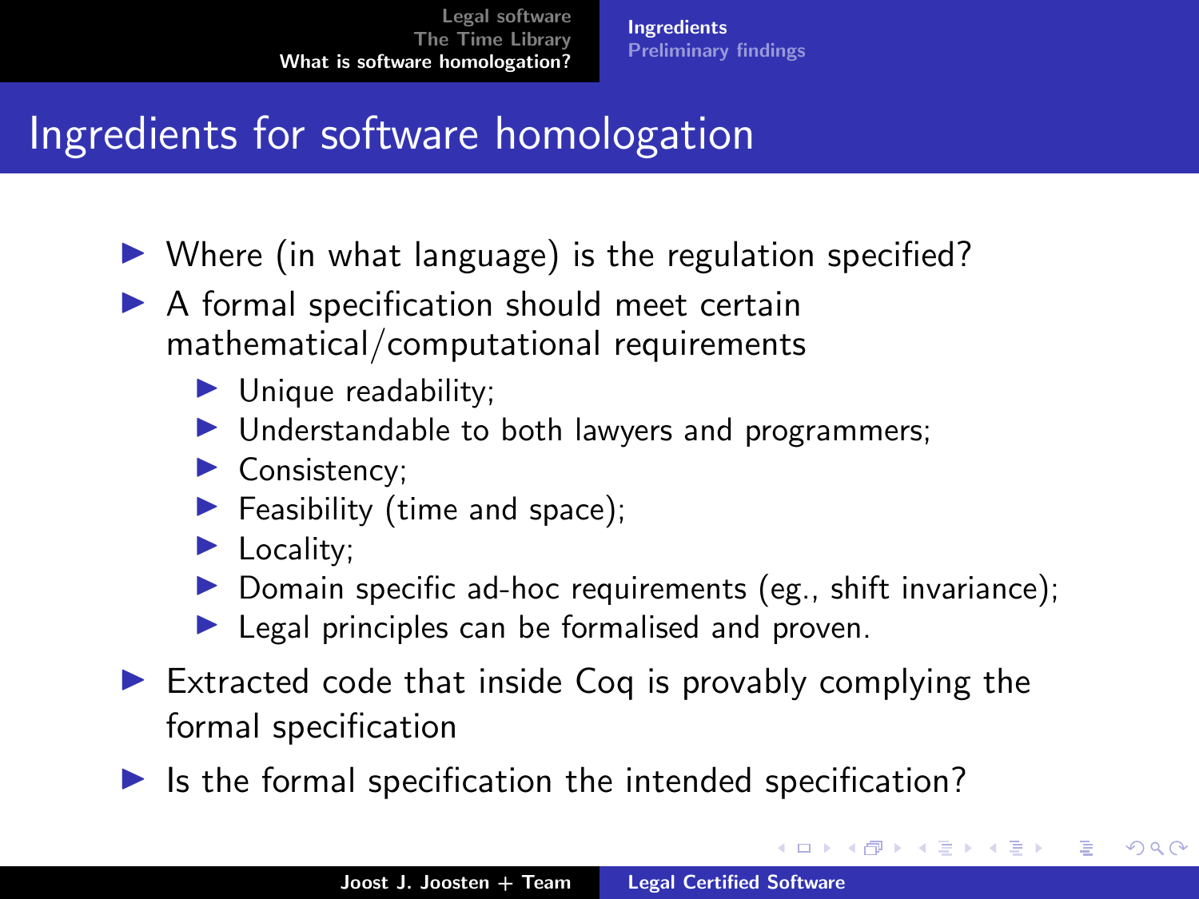# Ingredients for software homologation

- Where (in what language) is the regulation specified?
- A formal specification should meet certain mathematical/computational requirements
  - Unique readability;
  - Understandable to both lawyers and programmers;
  - Consistency;
  - Feasibility (time and space);
  - Locality;
  - Domain specific ad-hoc requirements (eg., shift invariance);
  - Legal principles can be formalised and proven.
- Extracted code that inside Coq is provably complying the formal specification
- Is the formal specification the intended specification?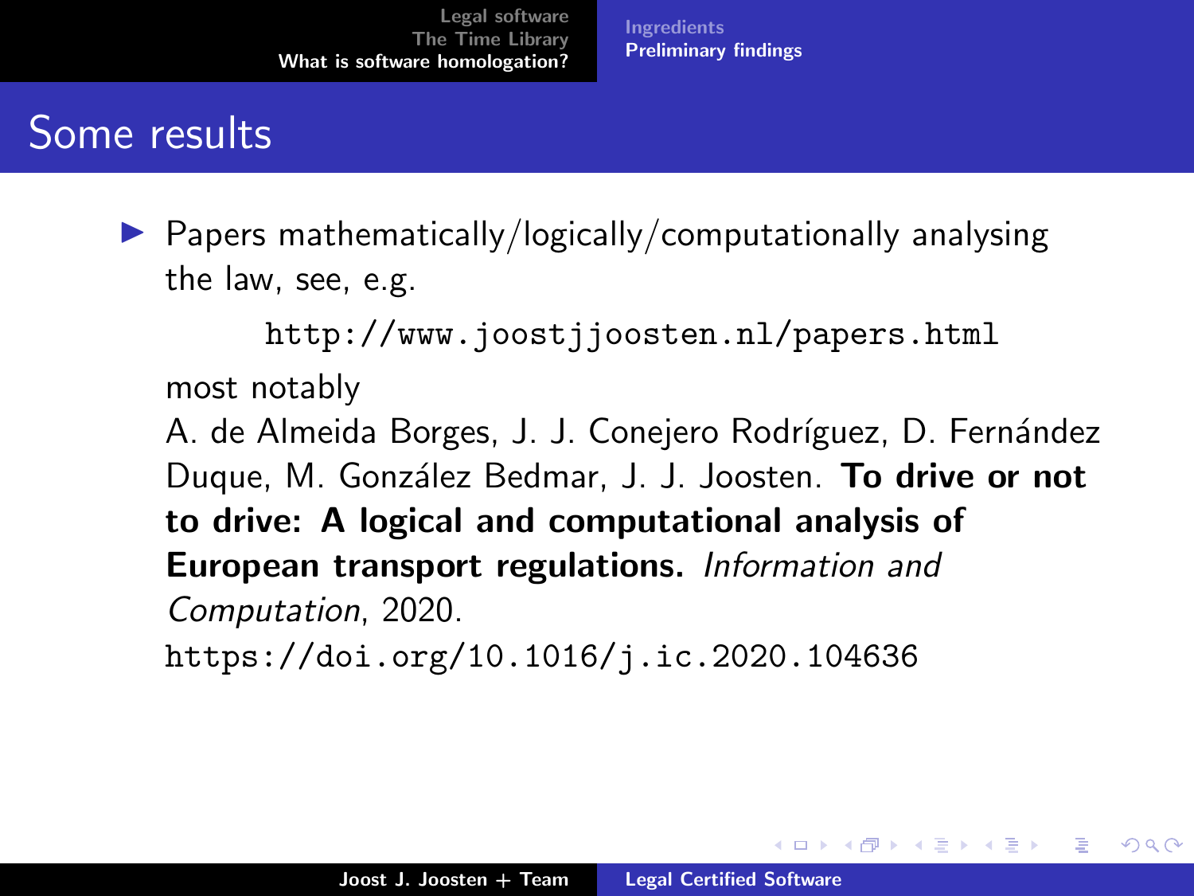## Some results

- Papers mathematically/logically/computationally analysing the law, see, e.g.

  `http://www.joostjjoosten.nl/papers.html`

  most notably

  A. de Almeida Borges, J. J. Conejero Rodríguez, D. Fernández Duque, M. González Bedmar, J. J. Joosten. **To drive or not to drive: A logical and computational analysis of European transport regulations.** *Information and Computation*, 2020.
  `https://doi.org/10.1016/j.ic.2020.104636`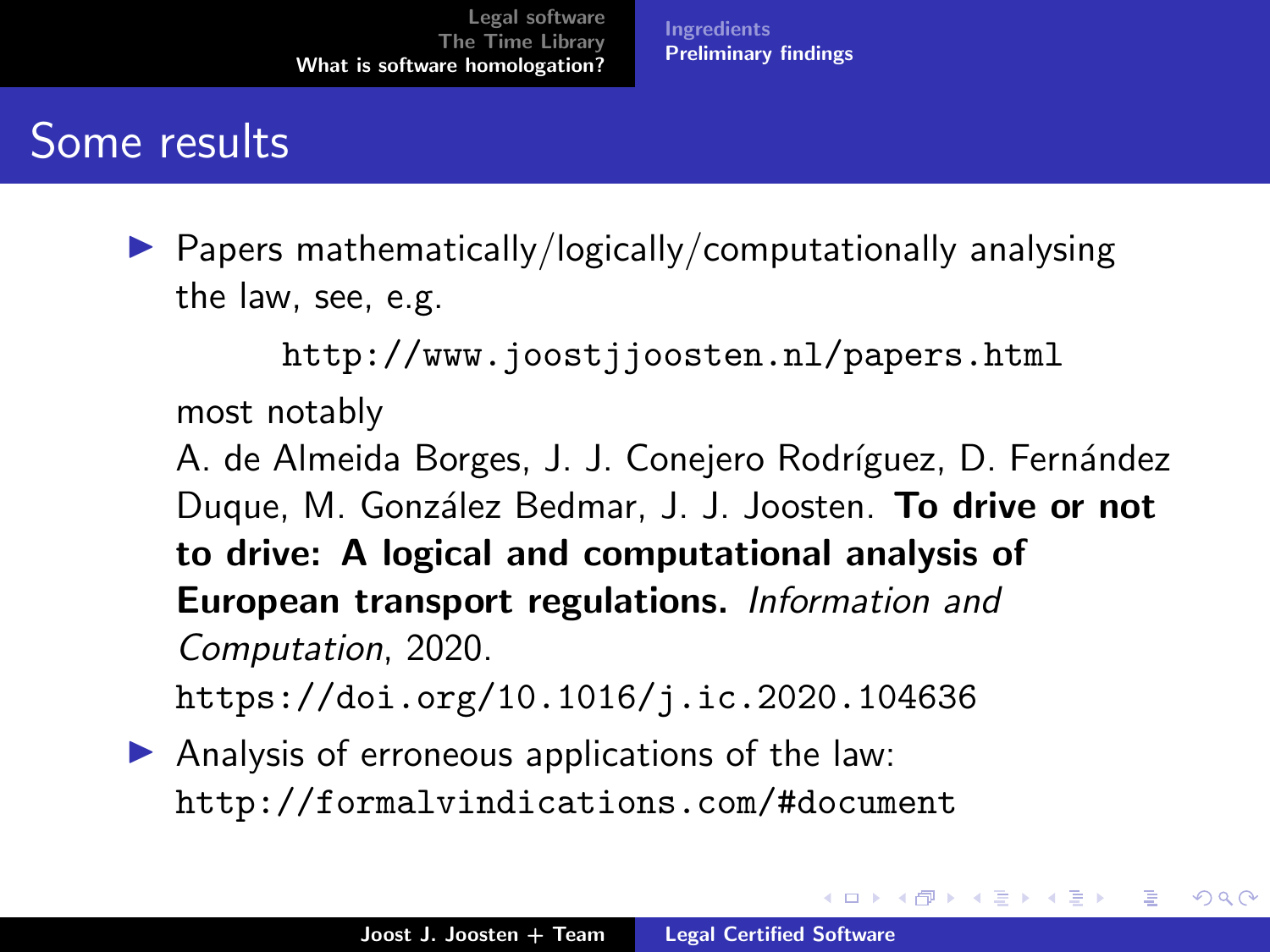# Some results

- Papers mathematically/logically/computationally analysing the law, see, e.g.

  `http://www.joostjjoosten.nl/papers.html`

  most notably

  A. de Almeida Borges, J. J. Conejero Rodríguez, D. Fernández Duque, M. González Bedmar, J. J. Joosten. **To drive or not to drive: A logical and computational analysis of European transport regulations.** *Information and Computation*, 2020.
  `https://doi.org/10.1016/j.ic.2020.104636`

- Analysis of erroneous applications of the law:
  `http://formalvindications.com/#document`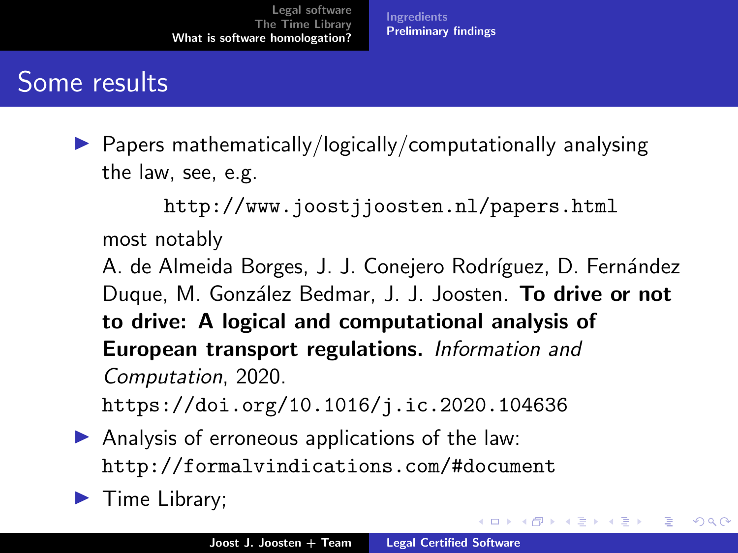## Some results

- Papers mathematically/logically/computationally analysing the law, see, e.g.

  `http://www.joostjjoosten.nl/papers.html`

  most notably
  A. de Almeida Borges, J. J. Conejero Rodríguez, D. Fernández Duque, M. González Bedmar, J. J. Joosten. **To drive or not to drive: A logical and computational analysis of European transport regulations.** *Information and Computation*, 2020.
  `https://doi.org/10.1016/j.ic.2020.104636`
- Analysis of erroneous applications of the law:
  `http://formalvindications.com/#document`
- Time Library;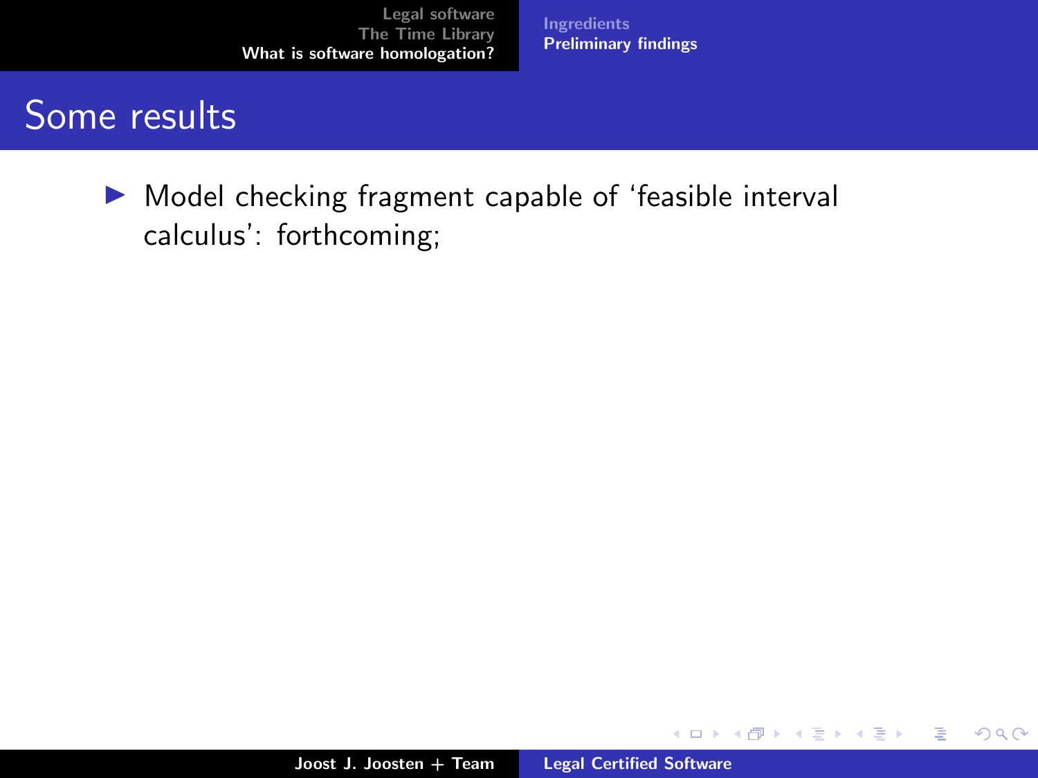## Some results

- Model checking fragment capable of 'feasible interval calculus': forthcoming;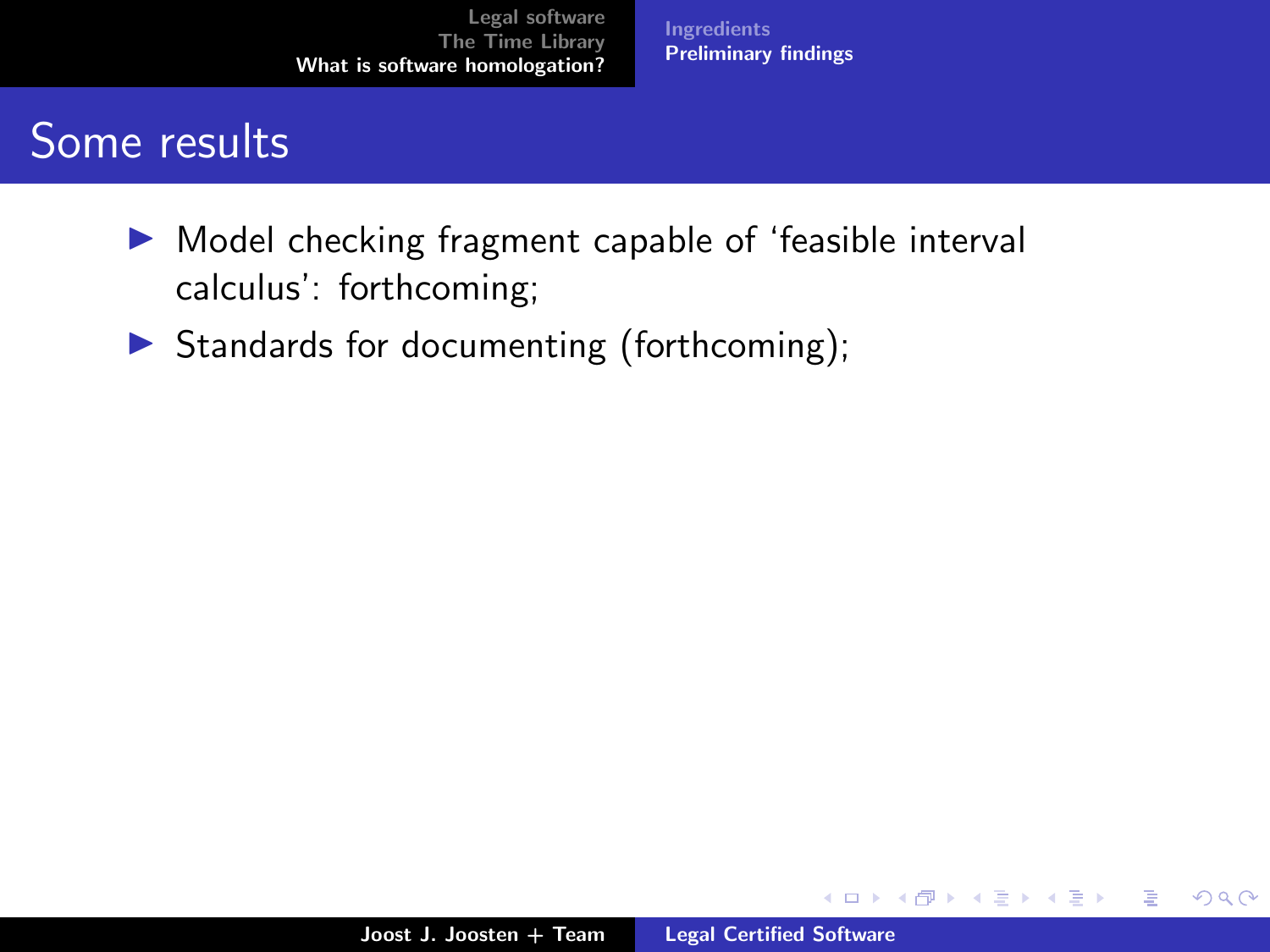# Some results

- Model checking fragment capable of 'feasible interval calculus': forthcoming;
- Standards for documenting (forthcoming);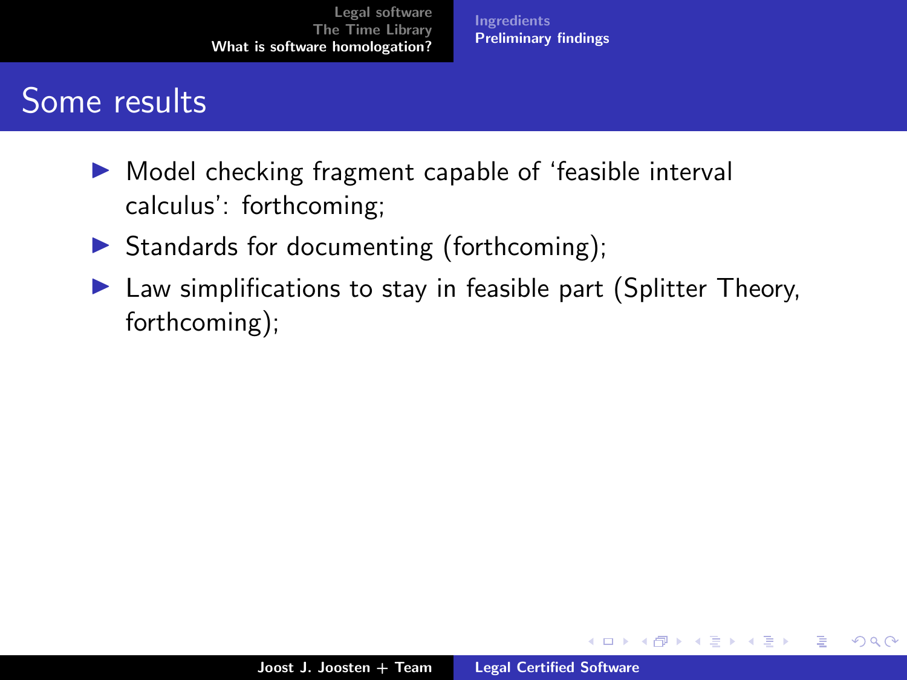## Some results

- Model checking fragment capable of 'feasible interval calculus': forthcoming;
- Standards for documenting (forthcoming);
- Law simplifications to stay in feasible part (Splitter Theory, forthcoming);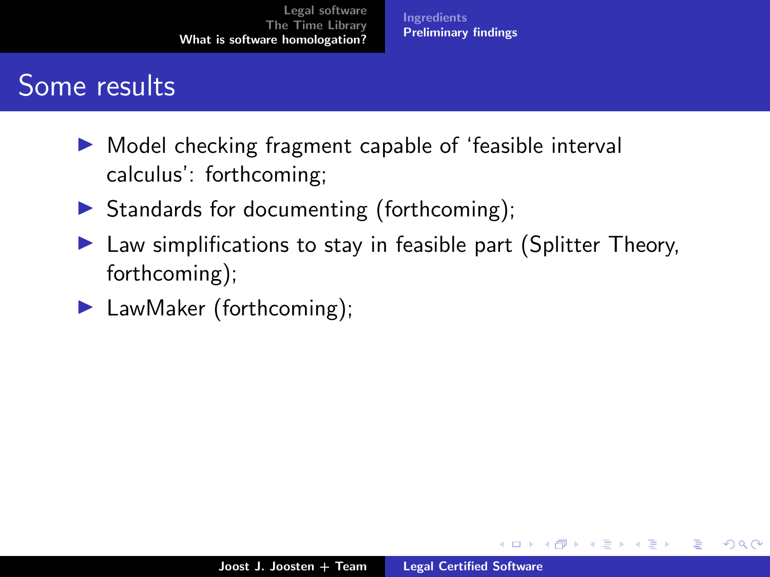# Some results

- Model checking fragment capable of 'feasible interval calculus': forthcoming;
- Standards for documenting (forthcoming);
- Law simplifications to stay in feasible part (Splitter Theory, forthcoming);
- LawMaker (forthcoming);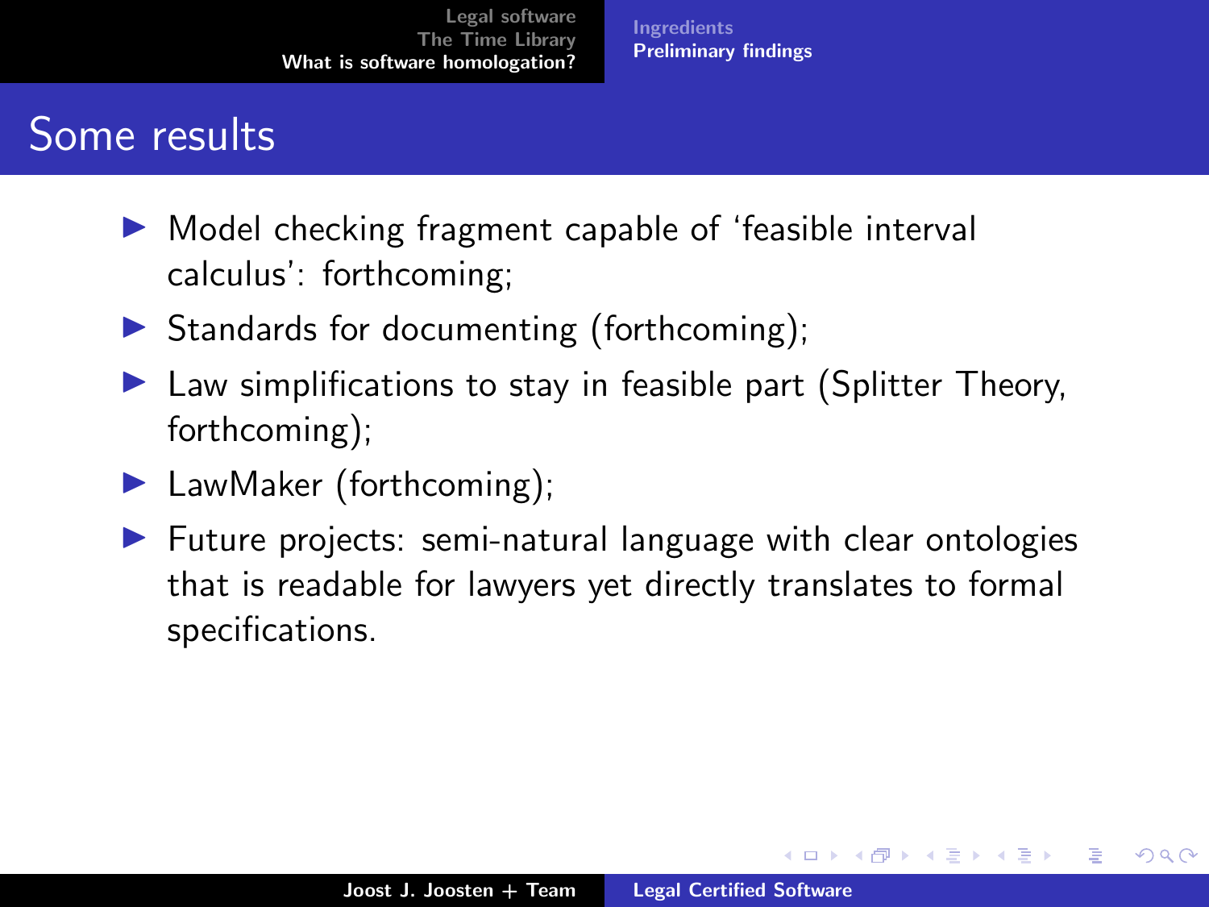## Some results

- Model checking fragment capable of ‘feasible interval calculus’: forthcoming;
- Standards for documenting (forthcoming);
- Law simplifications to stay in feasible part (Splitter Theory, forthcoming);
- LawMaker (forthcoming);
- Future projects: semi-natural language with clear ontologies that is readable for lawyers yet directly translates to formal specifications.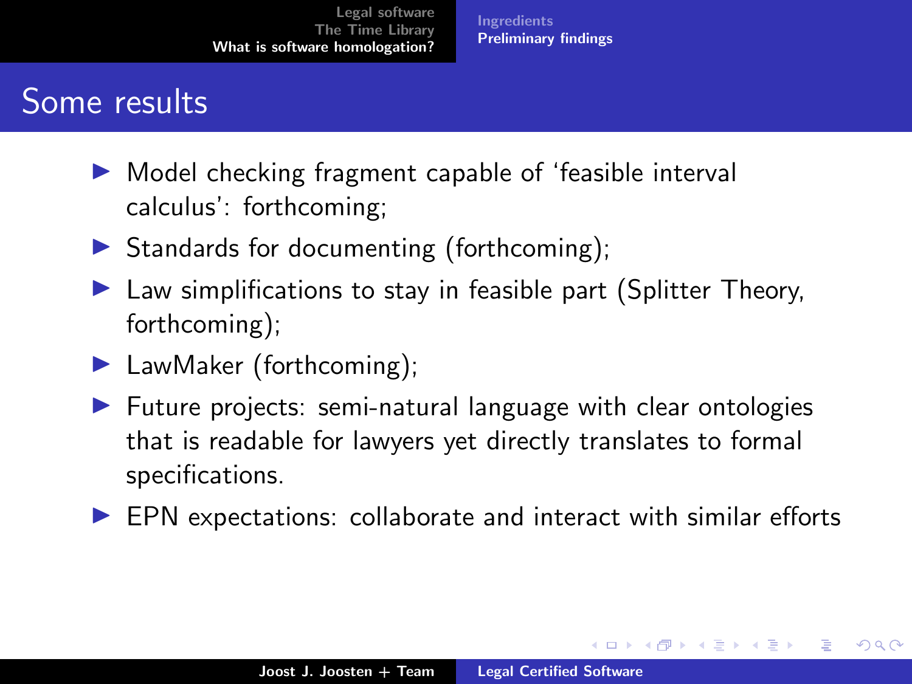# Some results

- Model checking fragment capable of 'feasible interval calculus': forthcoming;
- Standards for documenting (forthcoming);
- Law simplifications to stay in feasible part (Splitter Theory, forthcoming);
- LawMaker (forthcoming);
- Future projects: semi-natural language with clear ontologies that is readable for lawyers yet directly translates to formal specifications.
- EPN expectations: collaborate and interact with similar efforts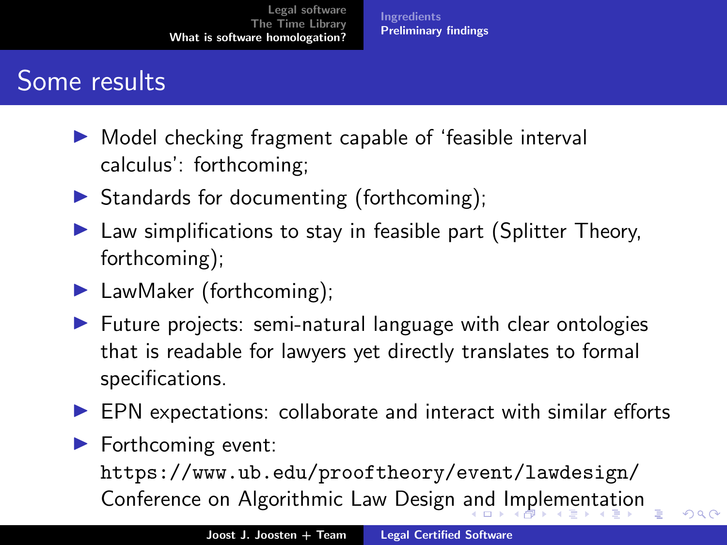## Some results

- Model checking fragment capable of ‘feasible interval calculus’: forthcoming;
- Standards for documenting (forthcoming);
- Law simplifications to stay in feasible part (Splitter Theory, forthcoming);
- LawMaker (forthcoming);
- Future projects: semi-natural language with clear ontologies that is readable for lawyers yet directly translates to formal specifications.
- EPN expectations: collaborate and interact with similar efforts
- Forthcoming event: `https://www.ub.edu/prooftheory/event/lawdesign/` Conference on Algorithmic Law Design and Implementation